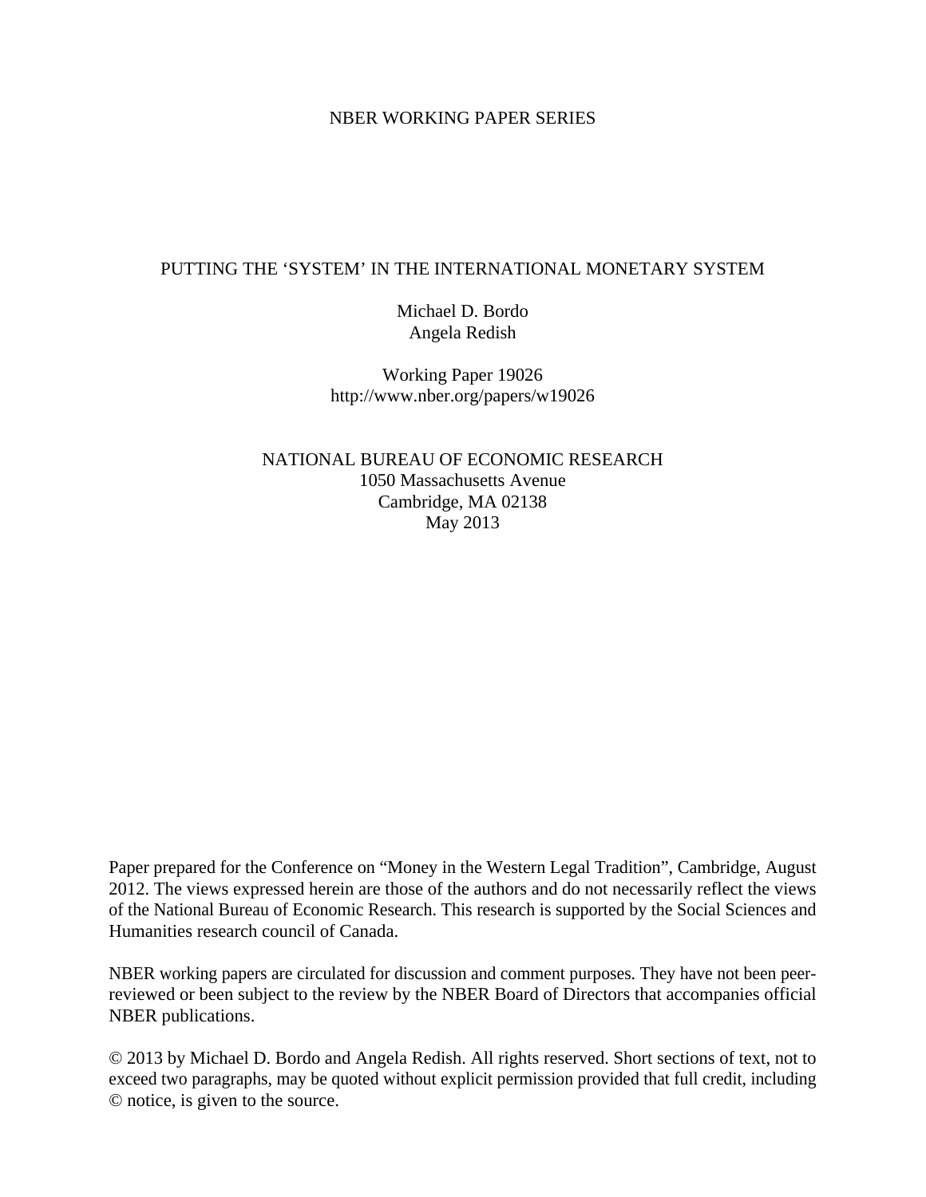NBER WORKING PAPER SERIES

# PUTTING THE 'SYSTEM' IN THE INTERNATIONAL MONETARY SYSTEM

Michael D. Bordo
Angela Redish

Working Paper 19026
http://www.nber.org/papers/w19026

NATIONAL BUREAU OF ECONOMIC RESEARCH
1050 Massachusetts Avenue
Cambridge, MA 02138
May 2013

Paper prepared for the Conference on "Money in the Western Legal Tradition", Cambridge, August 2012. The views expressed herein are those of the authors and do not necessarily reflect the views of the National Bureau of Economic Research. This research is supported by the Social Sciences and Humanities research council of Canada.

NBER working papers are circulated for discussion and comment purposes. They have not been peer-reviewed or been subject to the review by the NBER Board of Directors that accompanies official NBER publications.

© 2013 by Michael D. Bordo and Angela Redish. All rights reserved. Short sections of text, not to exceed two paragraphs, may be quoted without explicit permission provided that full credit, including © notice, is given to the source.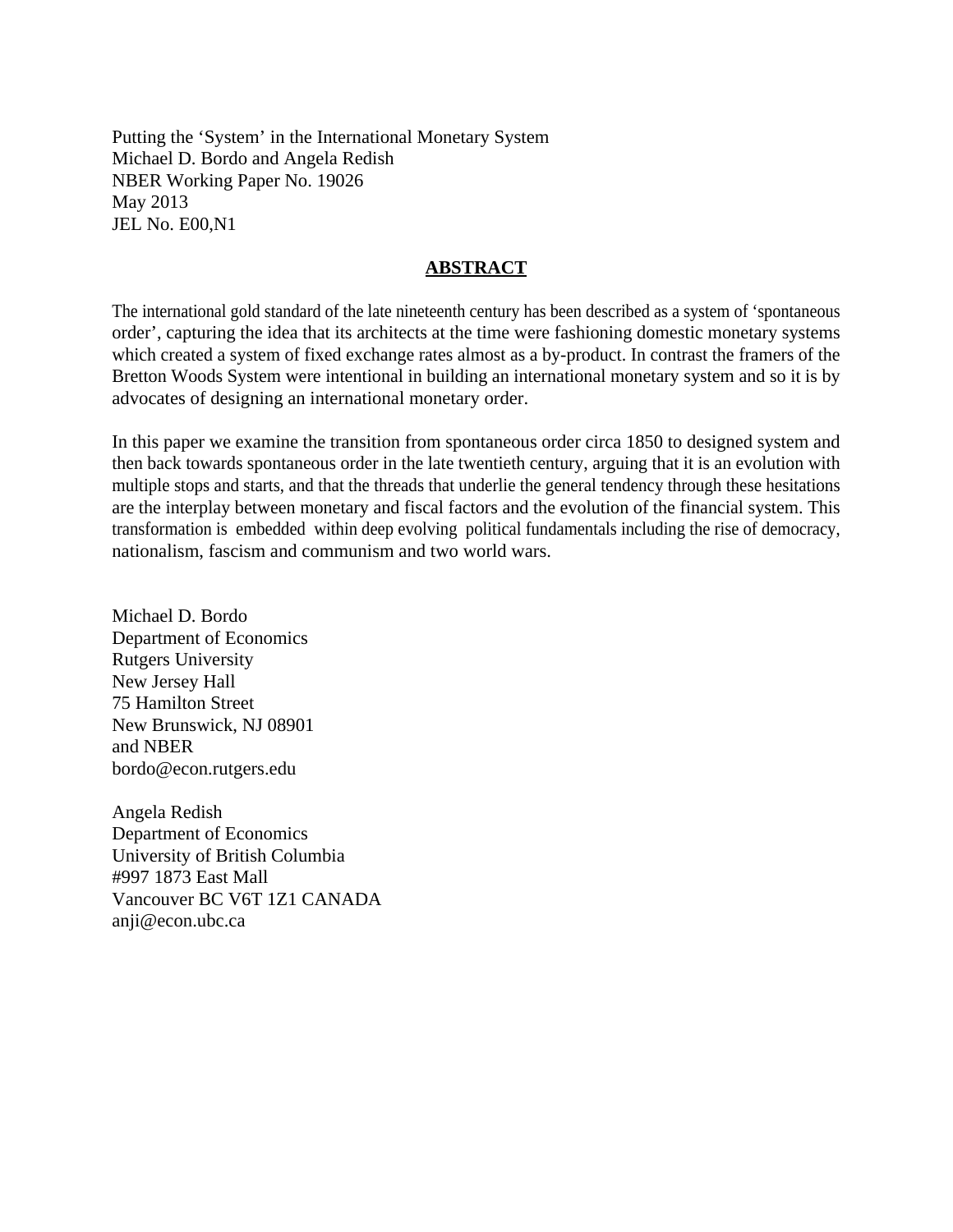Putting the 'System' in the International Monetary System
Michael D. Bordo and Angela Redish
NBER Working Paper No. 19026
May 2013
JEL No. E00,N1

## ABSTRACT

The international gold standard of the late nineteenth century has been described as a system of 'spontaneous order', capturing the idea that its architects at the time were fashioning domestic monetary systems which created a system of fixed exchange rates almost as a by-product. In contrast the framers of the Bretton Woods System were intentional in building an international monetary system and so it is by advocates of designing an international monetary order.

In this paper we examine the transition from spontaneous order circa 1850 to designed system and then back towards spontaneous order in the late twentieth century, arguing that it is an evolution with multiple stops and starts, and that the threads that underlie the general tendency through these hesitations are the interplay between monetary and fiscal factors and the evolution of the financial system. This transformation is embedded within deep evolving political fundamentals including the rise of democracy, nationalism, fascism and communism and two world wars.

Michael D. Bordo
Department of Economics
Rutgers University
New Jersey Hall
75 Hamilton Street
New Brunswick, NJ 08901
and NBER
bordo@econ.rutgers.edu

Angela Redish
Department of Economics
University of British Columbia
#997 1873 East Mall
Vancouver BC V6T 1Z1 CANADA
anji@econ.ubc.ca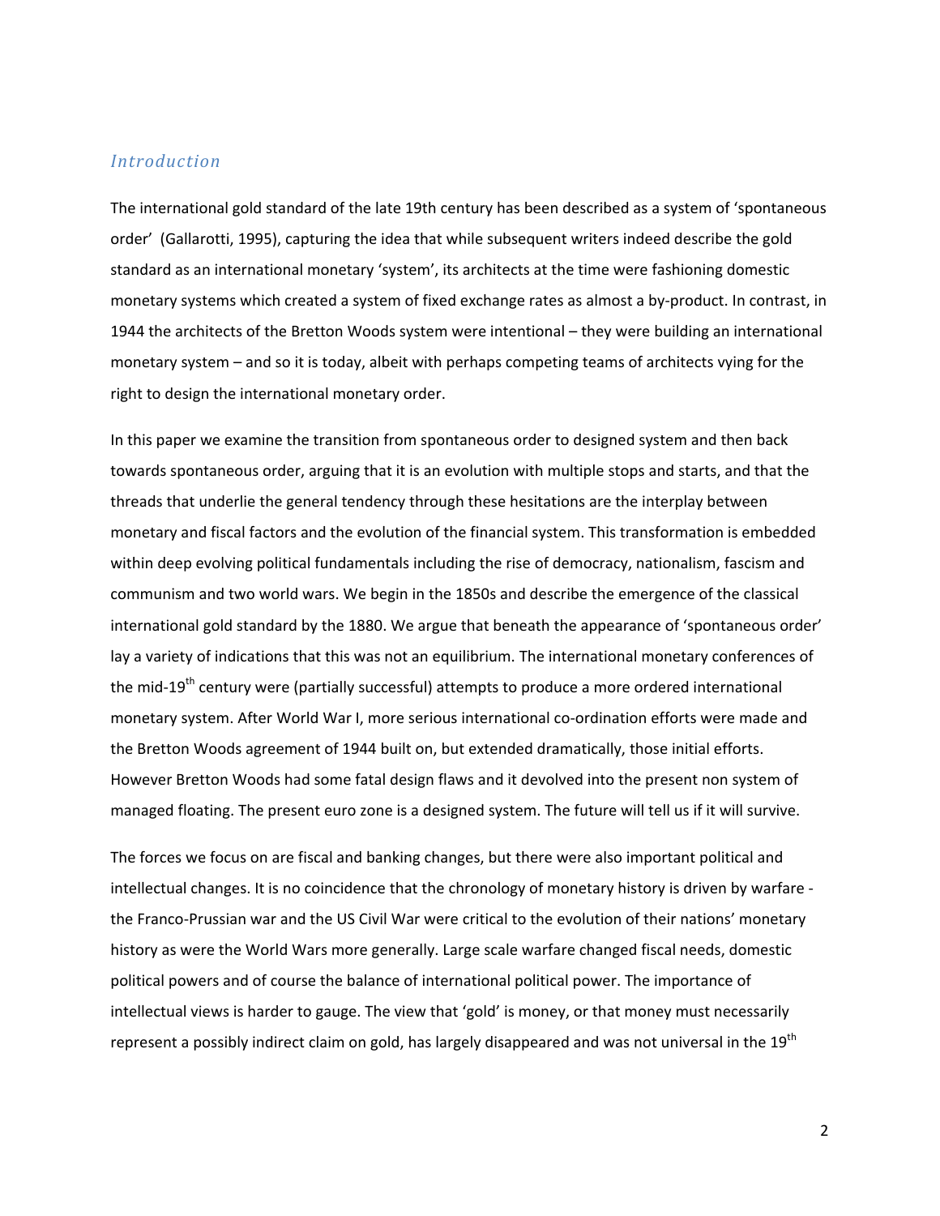## *Introduction*

The international gold standard of the late 19th century has been described as a system of 'spontaneous order' (Gallarotti, 1995), capturing the idea that while subsequent writers indeed describe the gold standard as an international monetary 'system', its architects at the time were fashioning domestic monetary systems which created a system of fixed exchange rates as almost a by-product. In contrast, in 1944 the architects of the Bretton Woods system were intentional – they were building an international monetary system – and so it is today, albeit with perhaps competing teams of architects vying for the right to design the international monetary order.

In this paper we examine the transition from spontaneous order to designed system and then back towards spontaneous order, arguing that it is an evolution with multiple stops and starts, and that the threads that underlie the general tendency through these hesitations are the interplay between monetary and fiscal factors and the evolution of the financial system. This transformation is embedded within deep evolving political fundamentals including the rise of democracy, nationalism, fascism and communism and two world wars. We begin in the 1850s and describe the emergence of the classical international gold standard by the 1880. We argue that beneath the appearance of 'spontaneous order' lay a variety of indications that this was not an equilibrium. The international monetary conferences of the mid-19th century were (partially successful) attempts to produce a more ordered international monetary system. After World War I, more serious international co-ordination efforts were made and the Bretton Woods agreement of 1944 built on, but extended dramatically, those initial efforts. However Bretton Woods had some fatal design flaws and it devolved into the present non system of managed floating. The present euro zone is a designed system. The future will tell us if it will survive.

The forces we focus on are fiscal and banking changes, but there were also important political and intellectual changes. It is no coincidence that the chronology of monetary history is driven by warfare - the Franco-Prussian war and the US Civil War were critical to the evolution of their nations' monetary history as were the World Wars more generally. Large scale warfare changed fiscal needs, domestic political powers and of course the balance of international political power. The importance of intellectual views is harder to gauge. The view that 'gold' is money, or that money must necessarily represent a possibly indirect claim on gold, has largely disappeared and was not universal in the 19th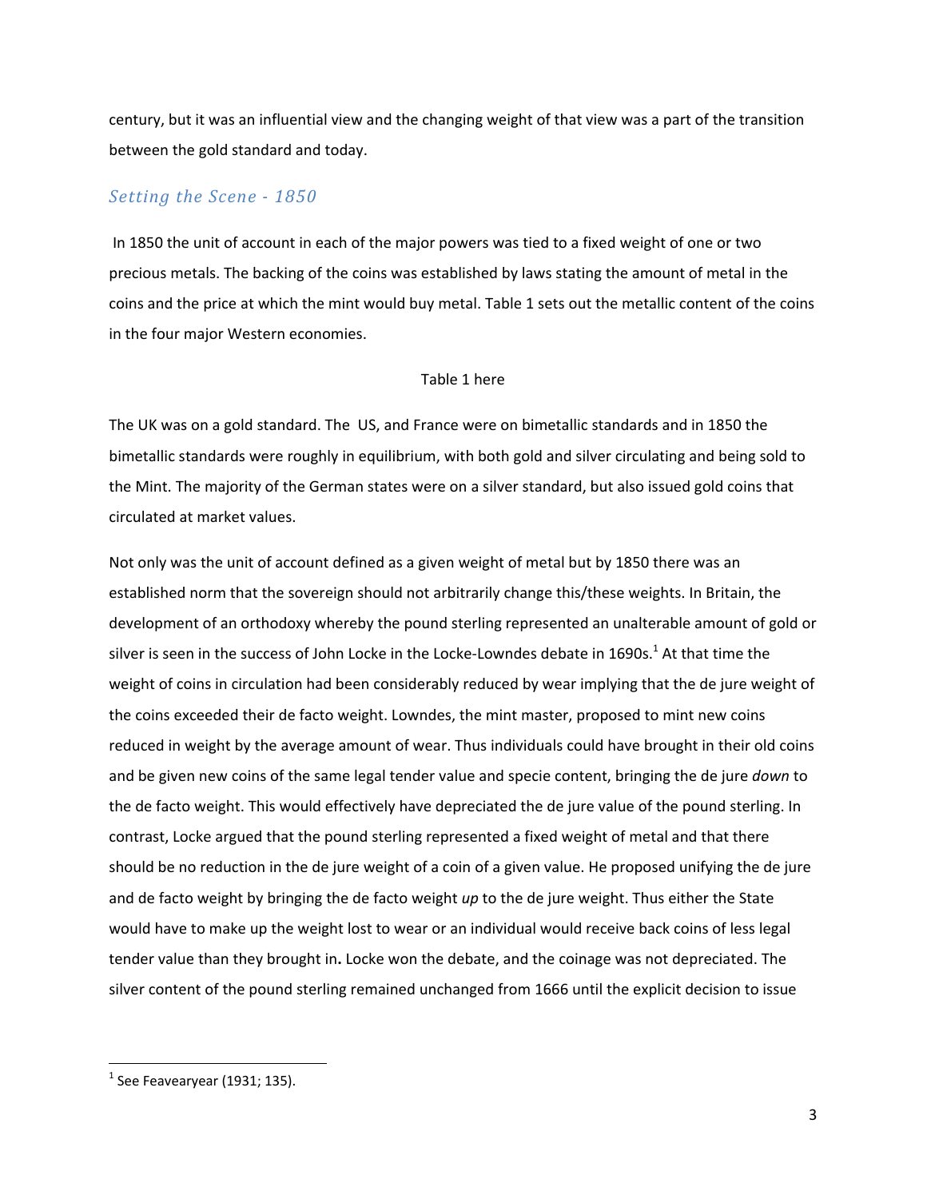century, but it was an influential view and the changing weight of that view was a part of the transition between the gold standard and today.

## *Setting the Scene - 1850*

In 1850 the unit of account in each of the major powers was tied to a fixed weight of one or two precious metals. The backing of the coins was established by laws stating the amount of metal in the coins and the price at which the mint would buy metal. Table 1 sets out the metallic content of the coins in the four major Western economies.

Table 1 here

The UK was on a gold standard. The US, and France were on bimetallic standards and in 1850 the bimetallic standards were roughly in equilibrium, with both gold and silver circulating and being sold to the Mint. The majority of the German states were on a silver standard, but also issued gold coins that circulated at market values.

Not only was the unit of account defined as a given weight of metal but by 1850 there was an established norm that the sovereign should not arbitrarily change this/these weights. In Britain, the development of an orthodoxy whereby the pound sterling represented an unalterable amount of gold or silver is seen in the success of John Locke in the Locke-Lowndes debate in 1690s.[1] At that time the weight of coins in circulation had been considerably reduced by wear implying that the de jure weight of the coins exceeded their de facto weight. Lowndes, the mint master, proposed to mint new coins reduced in weight by the average amount of wear. Thus individuals could have brought in their old coins and be given new coins of the same legal tender value and specie content, bringing the de jure *down* to the de facto weight. This would effectively have depreciated the de jure value of the pound sterling. In contrast, Locke argued that the pound sterling represented a fixed weight of metal and that there should be no reduction in the de jure weight of a coin of a given value. He proposed unifying the de jure and de facto weight by bringing the de facto weight *up* to the de jure weight. Thus either the State would have to make up the weight lost to wear or an individual would receive back coins of less legal tender value than they brought in**.** Locke won the debate, and the coinage was not depreciated. The silver content of the pound sterling remained unchanged from 1666 until the explicit decision to issue

[1] See Feavearyear (1931; 135).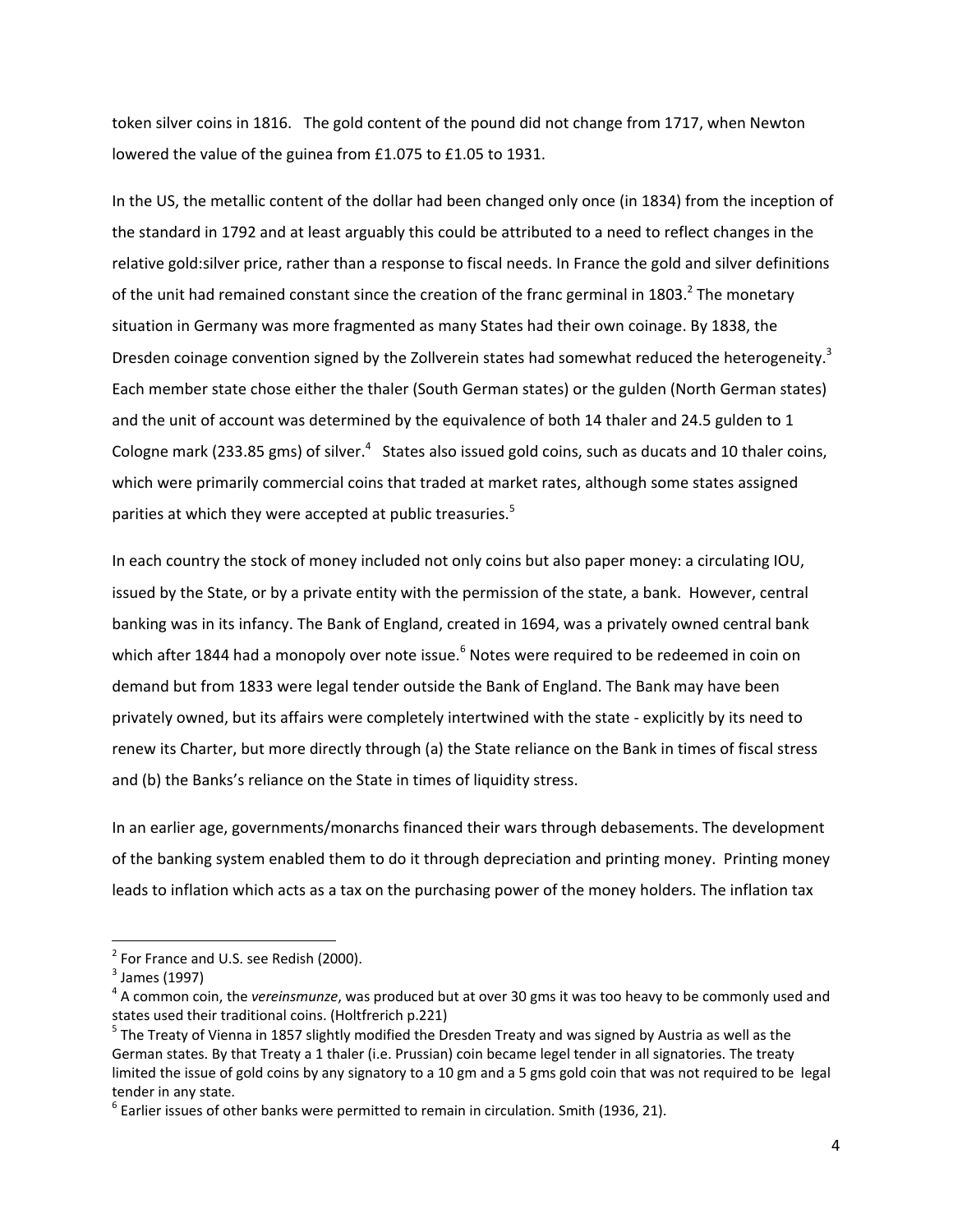token silver coins in 1816. The gold content of the pound did not change from 1717, when Newton lowered the value of the guinea from £1.075 to £1.05 to 1931.

In the US, the metallic content of the dollar had been changed only once (in 1834) from the inception of the standard in 1792 and at least arguably this could be attributed to a need to reflect changes in the relative gold:silver price, rather than a response to fiscal needs. In France the gold and silver definitions of the unit had remained constant since the creation of the franc germinal in 1803.[2] The monetary situation in Germany was more fragmented as many States had their own coinage. By 1838, the Dresden coinage convention signed by the Zollverein states had somewhat reduced the heterogeneity.[3] Each member state chose either the thaler (South German states) or the gulden (North German states) and the unit of account was determined by the equivalence of both 14 thaler and 24.5 gulden to 1 Cologne mark (233.85 gms) of silver.[4] States also issued gold coins, such as ducats and 10 thaler coins, which were primarily commercial coins that traded at market rates, although some states assigned parities at which they were accepted at public treasuries.[5]

In each country the stock of money included not only coins but also paper money: a circulating IOU, issued by the State, or by a private entity with the permission of the state, a bank. However, central banking was in its infancy. The Bank of England, created in 1694, was a privately owned central bank which after 1844 had a monopoly over note issue.[6] Notes were required to be redeemed in coin on demand but from 1833 were legal tender outside the Bank of England. The Bank may have been privately owned, but its affairs were completely intertwined with the state - explicitly by its need to renew its Charter, but more directly through (a) the State reliance on the Bank in times of fiscal stress and (b) the Banks's reliance on the State in times of liquidity stress.

In an earlier age, governments/monarchs financed their wars through debasements. The development of the banking system enabled them to do it through depreciation and printing money. Printing money leads to inflation which acts as a tax on the purchasing power of the money holders. The inflation tax

---

[2] For France and U.S. see Redish (2000).

[3] James (1997)

[4] A common coin, the *vereinsmunze*, was produced but at over 30 gms it was too heavy to be commonly used and states used their traditional coins. (Holtfrerich p.221)

[5] The Treaty of Vienna in 1857 slightly modified the Dresden Treaty and was signed by Austria as well as the German states. By that Treaty a 1 thaler (i.e. Prussian) coin became legel tender in all signatories. The treaty limited the issue of gold coins by any signatory to a 10 gm and a 5 gms gold coin that was not required to be legal tender in any state.

[6] Earlier issues of other banks were permitted to remain in circulation. Smith (1936, 21).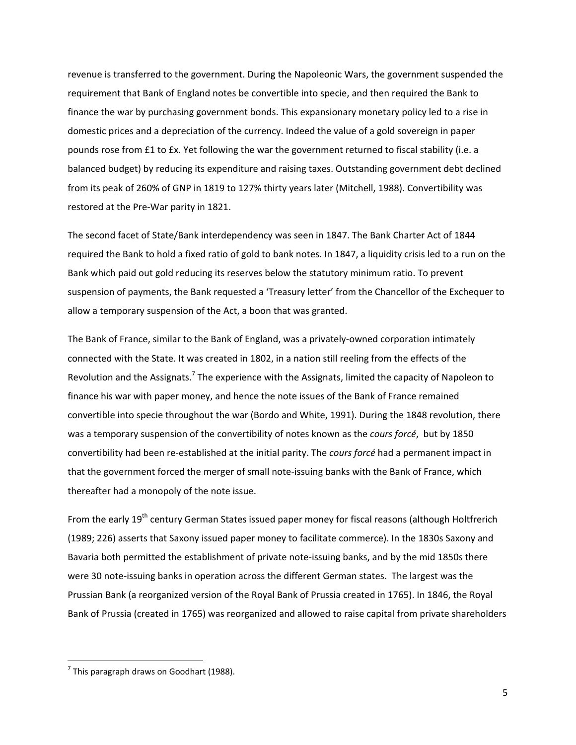revenue is transferred to the government. During the Napoleonic Wars, the government suspended the requirement that Bank of England notes be convertible into specie, and then required the Bank to finance the war by purchasing government bonds. This expansionary monetary policy led to a rise in domestic prices and a depreciation of the currency. Indeed the value of a gold sovereign in paper pounds rose from £1 to £x. Yet following the war the government returned to fiscal stability (i.e. a balanced budget) by reducing its expenditure and raising taxes. Outstanding government debt declined from its peak of 260% of GNP in 1819 to 127% thirty years later (Mitchell, 1988). Convertibility was restored at the Pre-War parity in 1821.

The second facet of State/Bank interdependency was seen in 1847. The Bank Charter Act of 1844 required the Bank to hold a fixed ratio of gold to bank notes. In 1847, a liquidity crisis led to a run on the Bank which paid out gold reducing its reserves below the statutory minimum ratio. To prevent suspension of payments, the Bank requested a 'Treasury letter' from the Chancellor of the Exchequer to allow a temporary suspension of the Act, a boon that was granted.

The Bank of France, similar to the Bank of England, was a privately-owned corporation intimately connected with the State. It was created in 1802, in a nation still reeling from the effects of the Revolution and the Assignats.[7] The experience with the Assignats, limited the capacity of Napoleon to finance his war with paper money, and hence the note issues of the Bank of France remained convertible into specie throughout the war (Bordo and White, 1991). During the 1848 revolution, there was a temporary suspension of the convertibility of notes known as the *cours forcé*, but by 1850 convertibility had been re-established at the initial parity. The *cours forcé* had a permanent impact in that the government forced the merger of small note-issuing banks with the Bank of France, which thereafter had a monopoly of the note issue.

From the early 19th century German States issued paper money for fiscal reasons (although Holtfrerich (1989; 226) asserts that Saxony issued paper money to facilitate commerce). In the 1830s Saxony and Bavaria both permitted the establishment of private note-issuing banks, and by the mid 1850s there were 30 note-issuing banks in operation across the different German states. The largest was the Prussian Bank (a reorganized version of the Royal Bank of Prussia created in 1765). In 1846, the Royal Bank of Prussia (created in 1765) was reorganized and allowed to raise capital from private shareholders

[7] This paragraph draws on Goodhart (1988).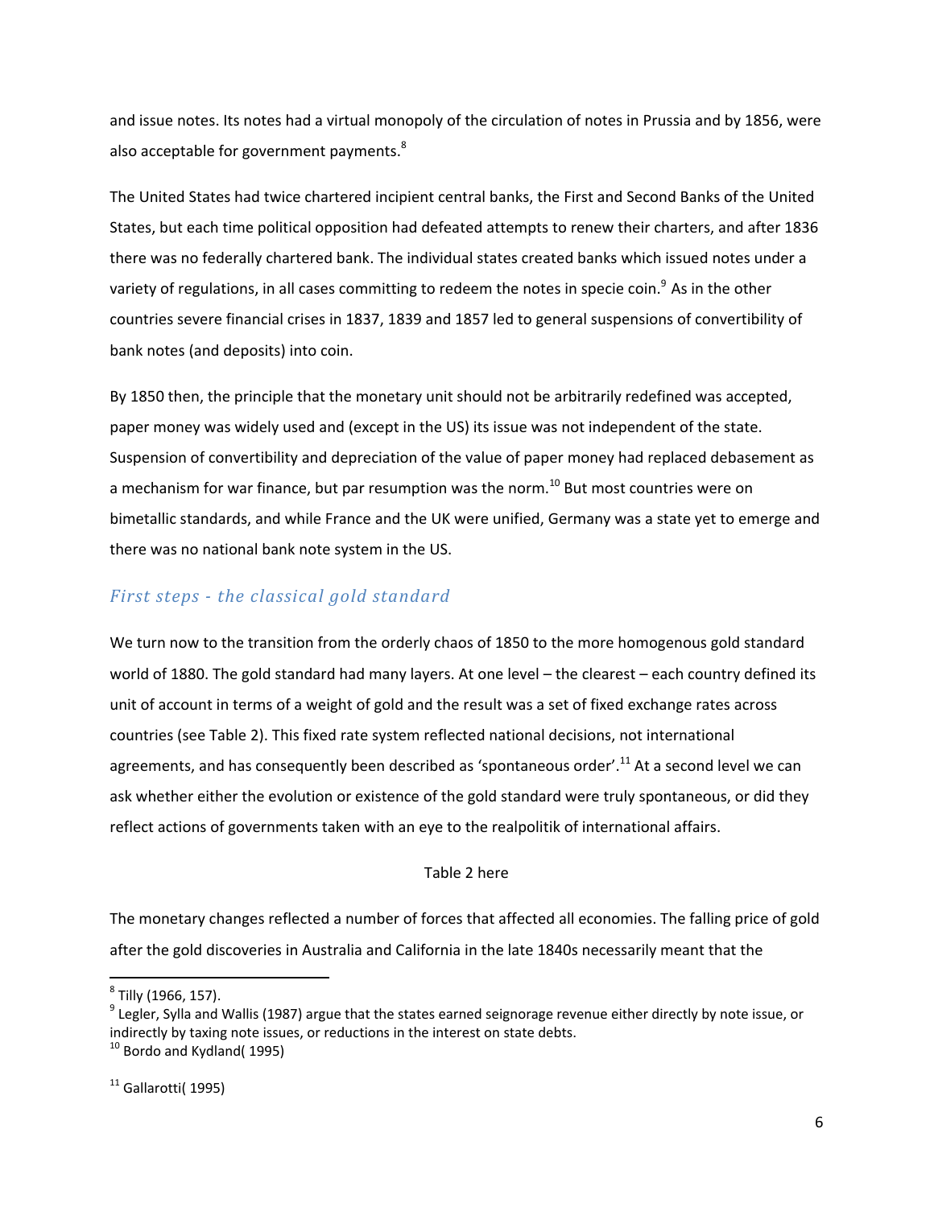and issue notes. Its notes had a virtual monopoly of the circulation of notes in Prussia and by 1856, were also acceptable for government payments.[8]

The United States had twice chartered incipient central banks, the First and Second Banks of the United States, but each time political opposition had defeated attempts to renew their charters, and after 1836 there was no federally chartered bank. The individual states created banks which issued notes under a variety of regulations, in all cases committing to redeem the notes in specie coin.[9] As in the other countries severe financial crises in 1837, 1839 and 1857 led to general suspensions of convertibility of bank notes (and deposits) into coin.

By 1850 then, the principle that the monetary unit should not be arbitrarily redefined was accepted, paper money was widely used and (except in the US) its issue was not independent of the state. Suspension of convertibility and depreciation of the value of paper money had replaced debasement as a mechanism for war finance, but par resumption was the norm.[10] But most countries were on bimetallic standards, and while France and the UK were unified, Germany was a state yet to emerge and there was no national bank note system in the US.

## *First steps - the classical gold standard*

We turn now to the transition from the orderly chaos of 1850 to the more homogenous gold standard world of 1880. The gold standard had many layers. At one level – the clearest – each country defined its unit of account in terms of a weight of gold and the result was a set of fixed exchange rates across countries (see Table 2). This fixed rate system reflected national decisions, not international agreements, and has consequently been described as 'spontaneous order'.[11] At a second level we can ask whether either the evolution or existence of the gold standard were truly spontaneous, or did they reflect actions of governments taken with an eye to the realpolitik of international affairs.

Table 2 here

The monetary changes reflected a number of forces that affected all economies. The falling price of gold after the gold discoveries in Australia and California in the late 1840s necessarily meant that the

[8] Tilly (1966, 157).

[9] Legler, Sylla and Wallis (1987) argue that the states earned seignorage revenue either directly by note issue, or indirectly by taxing note issues, or reductions in the interest on state debts.

[10] Bordo and Kydland( 1995)

[11] Gallarotti( 1995)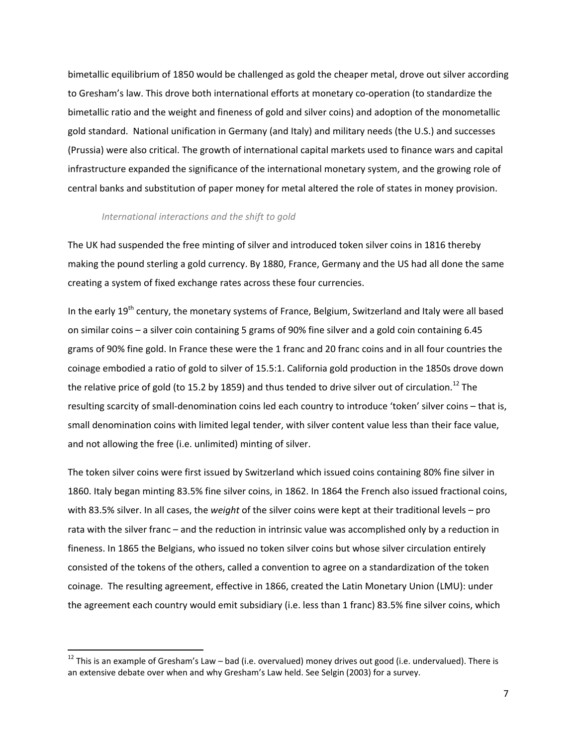bimetallic equilibrium of 1850 would be challenged as gold the cheaper metal, drove out silver according to Gresham's law. This drove both international efforts at monetary co-operation (to standardize the bimetallic ratio and the weight and fineness of gold and silver coins) and adoption of the monometallic gold standard. National unification in Germany (and Italy) and military needs (the U.S.) and successes (Prussia) were also critical. The growth of international capital markets used to finance wars and capital infrastructure expanded the significance of the international monetary system, and the growing role of central banks and substitution of paper money for metal altered the role of states in money provision.

*International interactions and the shift to gold*

The UK had suspended the free minting of silver and introduced token silver coins in 1816 thereby making the pound sterling a gold currency. By 1880, France, Germany and the US had all done the same creating a system of fixed exchange rates across these four currencies.

In the early 19th century, the monetary systems of France, Belgium, Switzerland and Italy were all based on similar coins – a silver coin containing 5 grams of 90% fine silver and a gold coin containing 6.45 grams of 90% fine gold. In France these were the 1 franc and 20 franc coins and in all four countries the coinage embodied a ratio of gold to silver of 15.5:1. California gold production in the 1850s drove down the relative price of gold (to 15.2 by 1859) and thus tended to drive silver out of circulation.[12] The resulting scarcity of small-denomination coins led each country to introduce 'token' silver coins – that is, small denomination coins with limited legal tender, with silver content value less than their face value, and not allowing the free (i.e. unlimited) minting of silver.

The token silver coins were first issued by Switzerland which issued coins containing 80% fine silver in 1860. Italy began minting 83.5% fine silver coins, in 1862. In 1864 the French also issued fractional coins, with 83.5% silver. In all cases, the *weight* of the silver coins were kept at their traditional levels – pro rata with the silver franc – and the reduction in intrinsic value was accomplished only by a reduction in fineness. In 1865 the Belgians, who issued no token silver coins but whose silver circulation entirely consisted of the tokens of the others, called a convention to agree on a standardization of the token coinage. The resulting agreement, effective in 1866, created the Latin Monetary Union (LMU): under the agreement each country would emit subsidiary (i.e. less than 1 franc) 83.5% fine silver coins, which

---

[12] This is an example of Gresham's Law – bad (i.e. overvalued) money drives out good (i.e. undervalued). There is an extensive debate over when and why Gresham's Law held. See Selgin (2003) for a survey.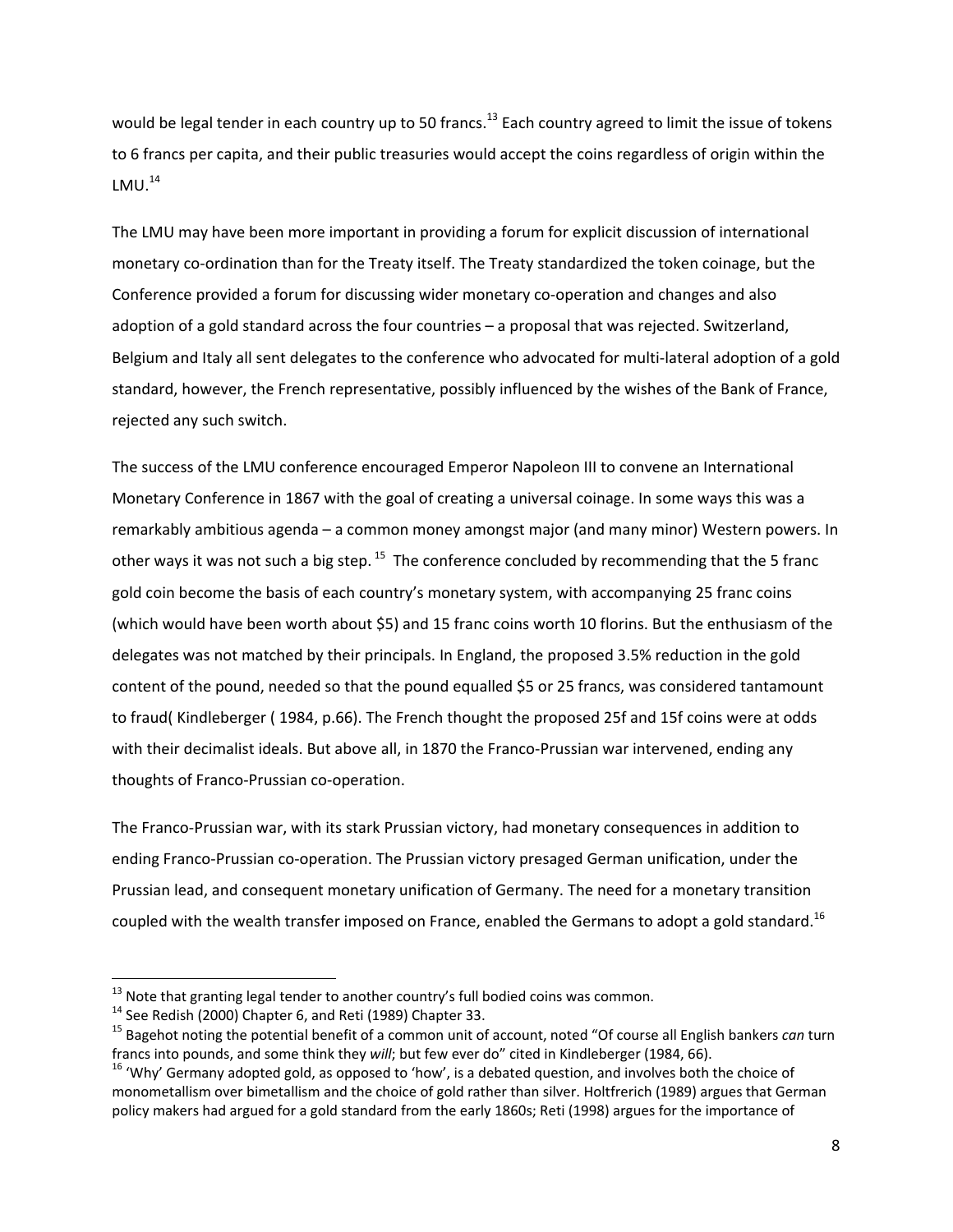would be legal tender in each country up to 50 francs.[13] Each country agreed to limit the issue of tokens to 6 francs per capita, and their public treasuries would accept the coins regardless of origin within the LMU.[14]

The LMU may have been more important in providing a forum for explicit discussion of international monetary co-ordination than for the Treaty itself. The Treaty standardized the token coinage, but the Conference provided a forum for discussing wider monetary co-operation and changes and also adoption of a gold standard across the four countries – a proposal that was rejected. Switzerland, Belgium and Italy all sent delegates to the conference who advocated for multi-lateral adoption of a gold standard, however, the French representative, possibly influenced by the wishes of the Bank of France, rejected any such switch.

The success of the LMU conference encouraged Emperor Napoleon III to convene an International Monetary Conference in 1867 with the goal of creating a universal coinage. In some ways this was a remarkably ambitious agenda – a common money amongst major (and many minor) Western powers. In other ways it was not such a big step. [15] The conference concluded by recommending that the 5 franc gold coin become the basis of each country's monetary system, with accompanying 25 franc coins (which would have been worth about $5) and 15 franc coins worth 10 florins. But the enthusiasm of the delegates was not matched by their principals. In England, the proposed 3.5% reduction in the gold content of the pound, needed so that the pound equalled $5 or 25 francs, was considered tantamount to fraud( Kindleberger ( 1984, p.66). The French thought the proposed 25f and 15f coins were at odds with their decimalist ideals. But above all, in 1870 the Franco-Prussian war intervened, ending any thoughts of Franco-Prussian co-operation.

The Franco-Prussian war, with its stark Prussian victory, had monetary consequences in addition to ending Franco-Prussian co-operation. The Prussian victory presaged German unification, under the Prussian lead, and consequent monetary unification of Germany. The need for a monetary transition coupled with the wealth transfer imposed on France, enabled the Germans to adopt a gold standard.[16]

---

[13] Note that granting legal tender to another country's full bodied coins was common.

[14] See Redish (2000) Chapter 6, and Reti (1989) Chapter 33.

[15] Bagehot noting the potential benefit of a common unit of account, noted "Of course all English bankers *can* turn francs into pounds, and some think they *will*; but few ever do" cited in Kindleberger (1984, 66).

[16] 'Why' Germany adopted gold, as opposed to 'how', is a debated question, and involves both the choice of monometallism over bimetallism and the choice of gold rather than silver. Holtfrerich (1989) argues that German policy makers had argued for a gold standard from the early 1860s; Reti (1998) argues for the importance of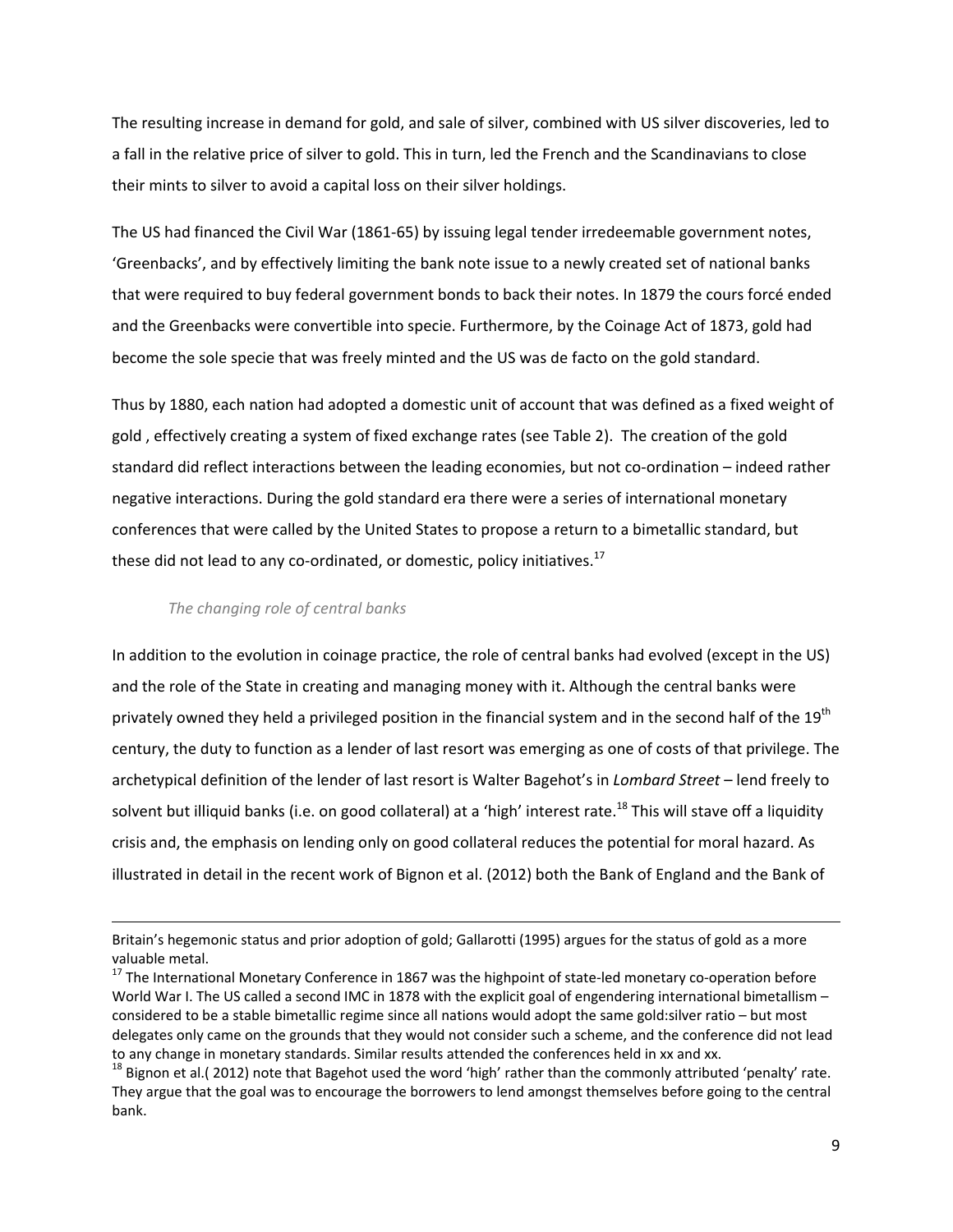The resulting increase in demand for gold, and sale of silver, combined with US silver discoveries, led to a fall in the relative price of silver to gold. This in turn, led the French and the Scandinavians to close their mints to silver to avoid a capital loss on their silver holdings.

The US had financed the Civil War (1861-65) by issuing legal tender irredeemable government notes, 'Greenbacks', and by effectively limiting the bank note issue to a newly created set of national banks that were required to buy federal government bonds to back their notes. In 1879 the cours forcé ended and the Greenbacks were convertible into specie. Furthermore, by the Coinage Act of 1873, gold had become the sole specie that was freely minted and the US was de facto on the gold standard.

Thus by 1880, each nation had adopted a domestic unit of account that was defined as a fixed weight of gold , effectively creating a system of fixed exchange rates (see Table 2). The creation of the gold standard did reflect interactions between the leading economies, but not co-ordination – indeed rather negative interactions. During the gold standard era there were a series of international monetary conferences that were called by the United States to propose a return to a bimetallic standard, but these did not lead to any co-ordinated, or domestic, policy initiatives.[17]

### *The changing role of central banks*

In addition to the evolution in coinage practice, the role of central banks had evolved (except in the US) and the role of the State in creating and managing money with it. Although the central banks were privately owned they held a privileged position in the financial system and in the second half of the 19th century, the duty to function as a lender of last resort was emerging as one of costs of that privilege. The archetypical definition of the lender of last resort is Walter Bagehot's in *Lombard Street* – lend freely to solvent but illiquid banks (i.e. on good collateral) at a 'high' interest rate.[18] This will stave off a liquidity crisis and, the emphasis on lending only on good collateral reduces the potential for moral hazard. As illustrated in detail in the recent work of Bignon et al. (2012) both the Bank of England and the Bank of

---

Britain's hegemonic status and prior adoption of gold; Gallarotti (1995) argues for the status of gold as a more valuable metal.

[17] The International Monetary Conference in 1867 was the highpoint of state-led monetary co-operation before World War I. The US called a second IMC in 1878 with the explicit goal of engendering international bimetallism – considered to be a stable bimetallic regime since all nations would adopt the same gold:silver ratio – but most delegates only came on the grounds that they would not consider such a scheme, and the conference did not lead to any change in monetary standards. Similar results attended the conferences held in xx and xx.

[18] Bignon et al.( 2012) note that Bagehot used the word 'high' rather than the commonly attributed 'penalty' rate. They argue that the goal was to encourage the borrowers to lend amongst themselves before going to the central bank.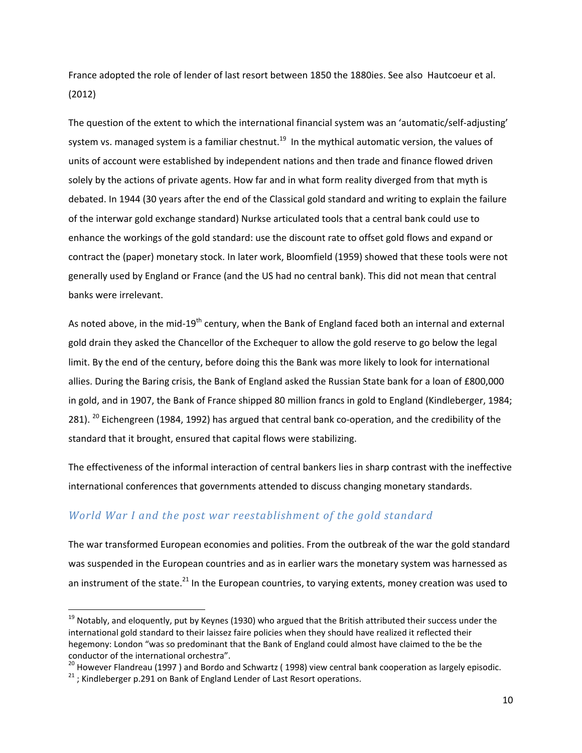France adopted the role of lender of last resort between 1850 the 1880ies. See also Hautcoeur et al. (2012)

The question of the extent to which the international financial system was an 'automatic/self-adjusting' system vs. managed system is a familiar chestnut.[19] In the mythical automatic version, the values of units of account were established by independent nations and then trade and finance flowed driven solely by the actions of private agents. How far and in what form reality diverged from that myth is debated. In 1944 (30 years after the end of the Classical gold standard and writing to explain the failure of the interwar gold exchange standard) Nurkse articulated tools that a central bank could use to enhance the workings of the gold standard: use the discount rate to offset gold flows and expand or contract the (paper) monetary stock. In later work, Bloomfield (1959) showed that these tools were not generally used by England or France (and the US had no central bank). This did not mean that central banks were irrelevant.

As noted above, in the mid-19th century, when the Bank of England faced both an internal and external gold drain they asked the Chancellor of the Exchequer to allow the gold reserve to go below the legal limit. By the end of the century, before doing this the Bank was more likely to look for international allies. During the Baring crisis, the Bank of England asked the Russian State bank for a loan of £800,000 in gold, and in 1907, the Bank of France shipped 80 million francs in gold to England (Kindleberger, 1984; 281). [20] Eichengreen (1984, 1992) has argued that central bank co-operation, and the credibility of the standard that it brought, ensured that capital flows were stabilizing.

The effectiveness of the informal interaction of central bankers lies in sharp contrast with the ineffective international conferences that governments attended to discuss changing monetary standards.

## *World War I and the post war reestablishment of the gold standard*

The war transformed European economies and polities. From the outbreak of the war the gold standard was suspended in the European countries and as in earlier wars the monetary system was harnessed as an instrument of the state.[21] In the European countries, to varying extents, money creation was used to

---

[19] Notably, and eloquently, put by Keynes (1930) who argued that the British attributed their success under the international gold standard to their laissez faire policies when they should have realized it reflected their hegemony: London "was so predominant that the Bank of England could almost have claimed to the be the conductor of the international orchestra".

[20] However Flandreau (1997 ) and Bordo and Schwartz ( 1998) view central bank cooperation as largely episodic.

[21] ; Kindleberger p.291 on Bank of England Lender of Last Resort operations.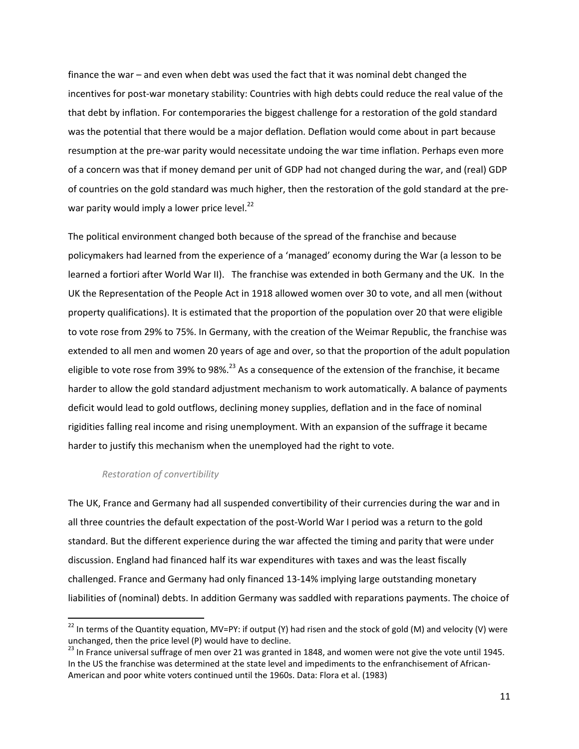finance the war – and even when debt was used the fact that it was nominal debt changed the incentives for post-war monetary stability: Countries with high debts could reduce the real value of the that debt by inflation. For contemporaries the biggest challenge for a restoration of the gold standard was the potential that there would be a major deflation. Deflation would come about in part because resumption at the pre-war parity would necessitate undoing the war time inflation. Perhaps even more of a concern was that if money demand per unit of GDP had not changed during the war, and (real) GDP of countries on the gold standard was much higher, then the restoration of the gold standard at the pre-war parity would imply a lower price level.[22]

The political environment changed both because of the spread of the franchise and because policymakers had learned from the experience of a 'managed' economy during the War (a lesson to be learned a fortiori after World War II). The franchise was extended in both Germany and the UK. In the UK the Representation of the People Act in 1918 allowed women over 30 to vote, and all men (without property qualifications). It is estimated that the proportion of the population over 20 that were eligible to vote rose from 29% to 75%. In Germany, with the creation of the Weimar Republic, the franchise was extended to all men and women 20 years of age and over, so that the proportion of the adult population eligible to vote rose from 39% to 98%.[23] As a consequence of the extension of the franchise, it became harder to allow the gold standard adjustment mechanism to work automatically. A balance of payments deficit would lead to gold outflows, declining money supplies, deflation and in the face of nominal rigidities falling real income and rising unemployment. With an expansion of the suffrage it became harder to justify this mechanism when the unemployed had the right to vote.

*Restoration of convertibility*

The UK, France and Germany had all suspended convertibility of their currencies during the war and in all three countries the default expectation of the post-World War I period was a return to the gold standard. But the different experience during the war affected the timing and parity that were under discussion. England had financed half its war expenditures with taxes and was the least fiscally challenged. France and Germany had only financed 13-14% implying large outstanding monetary liabilities of (nominal) debts. In addition Germany was saddled with reparations payments. The choice of

[22] In terms of the Quantity equation, $MV=PY$: if output ($Y$) had risen and the stock of gold ($M$) and velocity ($V$) were unchanged, then the price level ($P$) would have to decline.

[23] In France universal suffrage of men over 21 was granted in 1848, and women were not give the vote until 1945. In the US the franchise was determined at the state level and impediments to the enfranchisement of African-American and poor white voters continued until the 1960s. Data: Flora et al. (1983)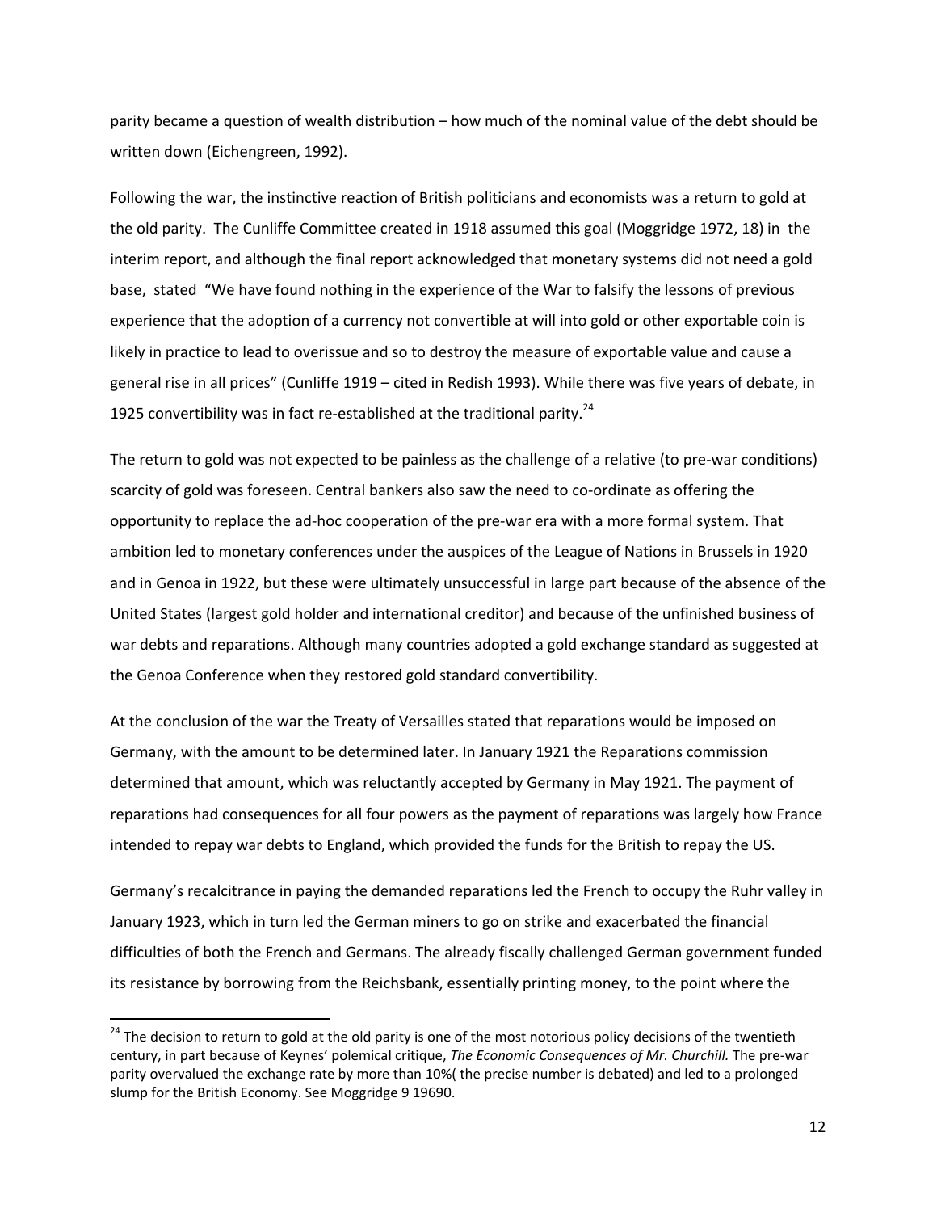parity became a question of wealth distribution – how much of the nominal value of the debt should be written down (Eichengreen, 1992).

Following the war, the instinctive reaction of British politicians and economists was a return to gold at the old parity. The Cunliffe Committee created in 1918 assumed this goal (Moggridge 1972, 18) in the interim report, and although the final report acknowledged that monetary systems did not need a gold base, stated "We have found nothing in the experience of the War to falsify the lessons of previous experience that the adoption of a currency not convertible at will into gold or other exportable coin is likely in practice to lead to overissue and so to destroy the measure of exportable value and cause a general rise in all prices" (Cunliffe 1919 – cited in Redish 1993). While there was five years of debate, in 1925 convertibility was in fact re-established at the traditional parity.[24]

The return to gold was not expected to be painless as the challenge of a relative (to pre-war conditions) scarcity of gold was foreseen. Central bankers also saw the need to co-ordinate as offering the opportunity to replace the ad-hoc cooperation of the pre-war era with a more formal system. That ambition led to monetary conferences under the auspices of the League of Nations in Brussels in 1920 and in Genoa in 1922, but these were ultimately unsuccessful in large part because of the absence of the United States (largest gold holder and international creditor) and because of the unfinished business of war debts and reparations. Although many countries adopted a gold exchange standard as suggested at the Genoa Conference when they restored gold standard convertibility.

At the conclusion of the war the Treaty of Versailles stated that reparations would be imposed on Germany, with the amount to be determined later. In January 1921 the Reparations commission determined that amount, which was reluctantly accepted by Germany in May 1921. The payment of reparations had consequences for all four powers as the payment of reparations was largely how France intended to repay war debts to England, which provided the funds for the British to repay the US.

Germany's recalcitrance in paying the demanded reparations led the French to occupy the Ruhr valley in January 1923, which in turn led the German miners to go on strike and exacerbated the financial difficulties of both the French and Germans. The already fiscally challenged German government funded its resistance by borrowing from the Reichsbank, essentially printing money, to the point where the

[24] The decision to return to gold at the old parity is one of the most notorious policy decisions of the twentieth century, in part because of Keynes' polemical critique, *The Economic Consequences of Mr. Churchill.* The pre-war parity overvalued the exchange rate by more than 10%( the precise number is debated) and led to a prolonged slump for the British Economy. See Moggridge 9 19690.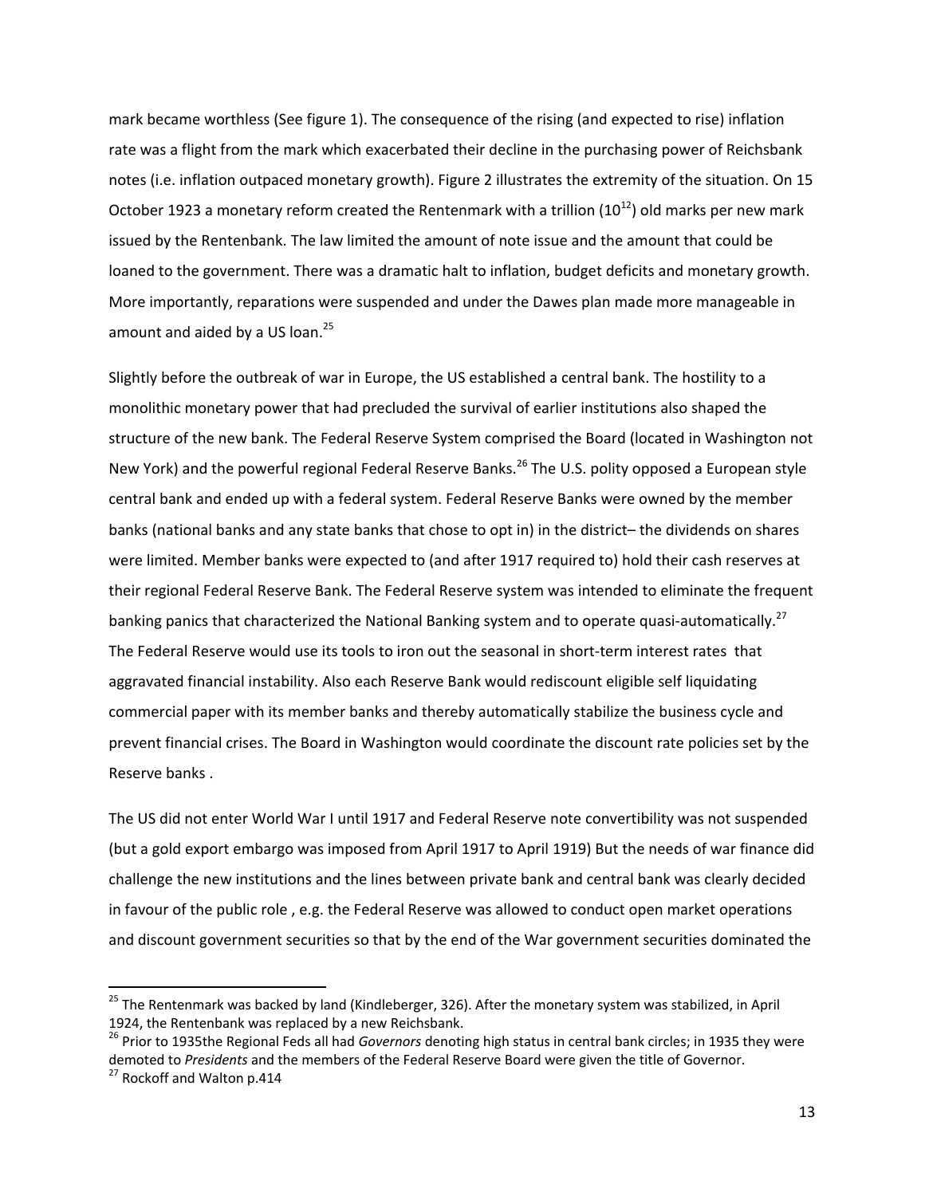mark became worthless (See figure 1). The consequence of the rising (and expected to rise) inflation rate was a flight from the mark which exacerbated their decline in the purchasing power of Reichsbank notes (i.e. inflation outpaced monetary growth). Figure 2 illustrates the extremity of the situation. On 15 October 1923 a monetary reform created the Rentenmark with a trillion ($10^{12}$) old marks per new mark issued by the Rentenbank. The law limited the amount of note issue and the amount that could be loaned to the government. There was a dramatic halt to inflation, budget deficits and monetary growth. More importantly, reparations were suspended and under the Dawes plan made more manageable in amount and aided by a US loan.[25]

Slightly before the outbreak of war in Europe, the US established a central bank. The hostility to a monolithic monetary power that had precluded the survival of earlier institutions also shaped the structure of the new bank. The Federal Reserve System comprised the Board (located in Washington not New York) and the powerful regional Federal Reserve Banks.[26] The U.S. polity opposed a European style central bank and ended up with a federal system. Federal Reserve Banks were owned by the member banks (national banks and any state banks that chose to opt in) in the district– the dividends on shares were limited. Member banks were expected to (and after 1917 required to) hold their cash reserves at their regional Federal Reserve Bank. The Federal Reserve system was intended to eliminate the frequent banking panics that characterized the National Banking system and to operate quasi-automatically.[27] The Federal Reserve would use its tools to iron out the seasonal in short-term interest rates that aggravated financial instability. Also each Reserve Bank would rediscount eligible self liquidating commercial paper with its member banks and thereby automatically stabilize the business cycle and prevent financial crises. The Board in Washington would coordinate the discount rate policies set by the Reserve banks .

The US did not enter World War I until 1917 and Federal Reserve note convertibility was not suspended (but a gold export embargo was imposed from April 1917 to April 1919) But the needs of war finance did challenge the new institutions and the lines between private bank and central bank was clearly decided in favour of the public role , e.g. the Federal Reserve was allowed to conduct open market operations and discount government securities so that by the end of the War government securities dominated the

---

[25] The Rentenmark was backed by land (Kindleberger, 326). After the monetary system was stabilized, in April 1924, the Rentenbank was replaced by a new Reichsbank.

[26] Prior to 1935the Regional Feds all had *Governors* denoting high status in central bank circles; in 1935 they were demoted to *Presidents* and the members of the Federal Reserve Board were given the title of Governor.

[27] Rockoff and Walton p.414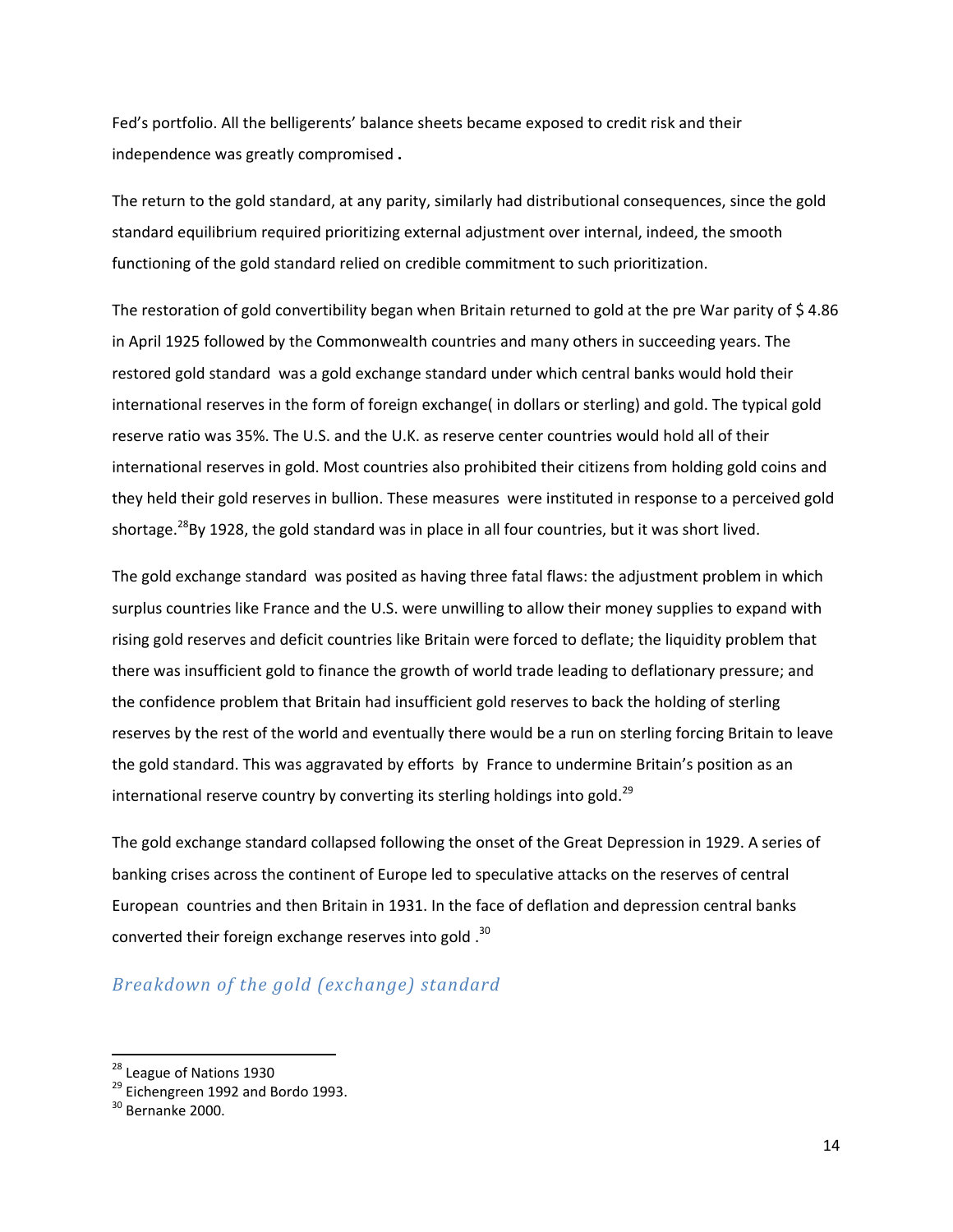Fed's portfolio. All the belligerents' balance sheets became exposed to credit risk and their independence was greatly compromised **.**

The return to the gold standard, at any parity, similarly had distributional consequences, since the gold standard equilibrium required prioritizing external adjustment over internal, indeed, the smooth functioning of the gold standard relied on credible commitment to such prioritization.

The restoration of gold convertibility began when Britain returned to gold at the pre War parity of $ 4.86 in April 1925 followed by the Commonwealth countries and many others in succeeding years. The restored gold standard was a gold exchange standard under which central banks would hold their international reserves in the form of foreign exchange( in dollars or sterling) and gold. The typical gold reserve ratio was 35%. The U.S. and the U.K. as reserve center countries would hold all of their international reserves in gold. Most countries also prohibited their citizens from holding gold coins and they held their gold reserves in bullion. These measures were instituted in response to a perceived gold shortage.[28]By 1928, the gold standard was in place in all four countries, but it was short lived.

The gold exchange standard was posited as having three fatal flaws: the adjustment problem in which surplus countries like France and the U.S. were unwilling to allow their money supplies to expand with rising gold reserves and deficit countries like Britain were forced to deflate; the liquidity problem that there was insufficient gold to finance the growth of world trade leading to deflationary pressure; and the confidence problem that Britain had insufficient gold reserves to back the holding of sterling reserves by the rest of the world and eventually there would be a run on sterling forcing Britain to leave the gold standard. This was aggravated by efforts by France to undermine Britain's position as an international reserve country by converting its sterling holdings into gold.[29]

The gold exchange standard collapsed following the onset of the Great Depression in 1929. A series of banking crises across the continent of Europe led to speculative attacks on the reserves of central European countries and then Britain in 1931. In the face of deflation and depression central banks converted their foreign exchange reserves into gold .[30]

### *Breakdown of the gold (exchange) standard*

---

[28] League of Nations 1930

[29] Eichengreen 1992 and Bordo 1993.

[30] Bernanke 2000.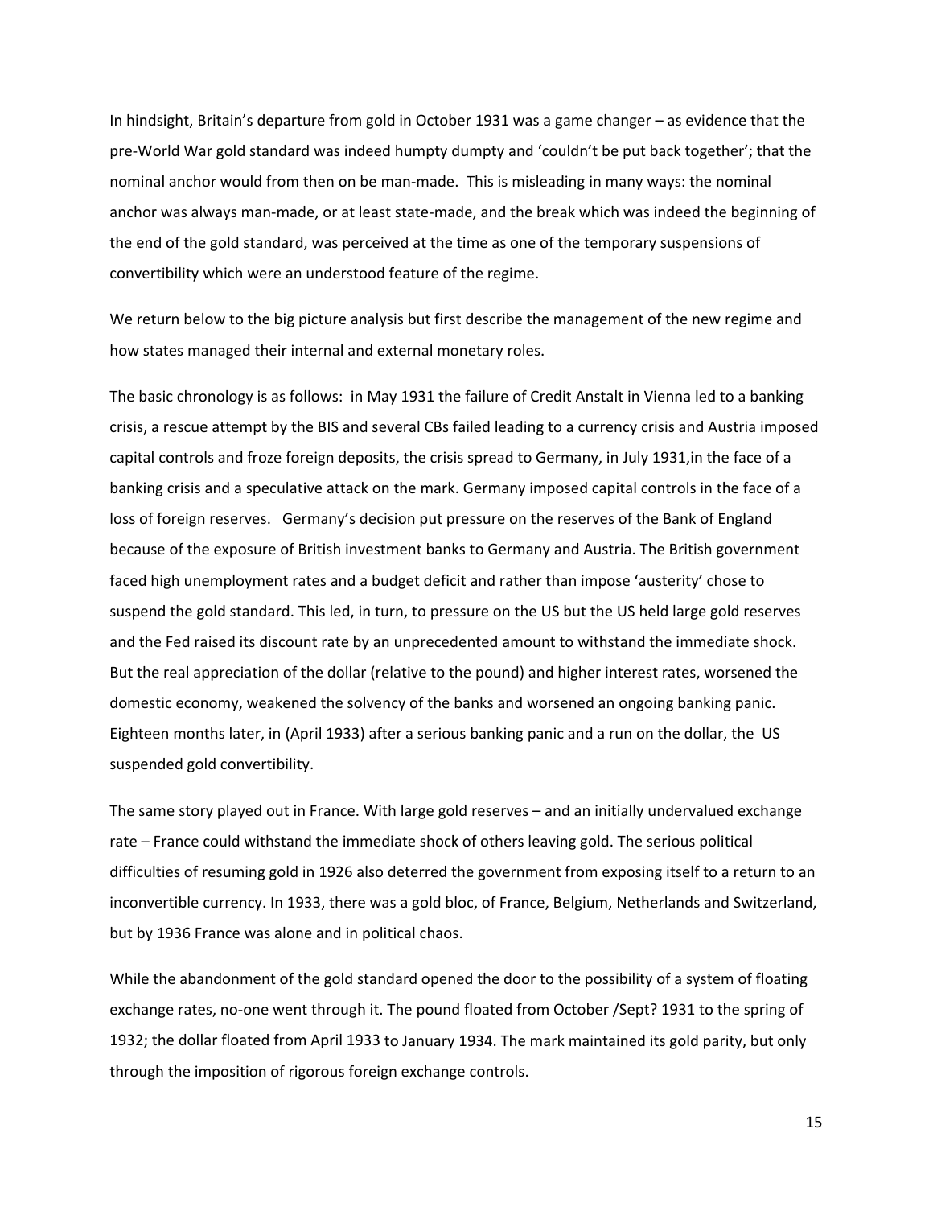In hindsight, Britain's departure from gold in October 1931 was a game changer – as evidence that the pre-World War gold standard was indeed humpty dumpty and 'couldn't be put back together'; that the nominal anchor would from then on be man-made. This is misleading in many ways: the nominal anchor was always man-made, or at least state-made, and the break which was indeed the beginning of the end of the gold standard, was perceived at the time as one of the temporary suspensions of convertibility which were an understood feature of the regime.

We return below to the big picture analysis but first describe the management of the new regime and how states managed their internal and external monetary roles.

The basic chronology is as follows: in May 1931 the failure of Credit Anstalt in Vienna led to a banking crisis, a rescue attempt by the BIS and several CBs failed leading to a currency crisis and Austria imposed capital controls and froze foreign deposits, the crisis spread to Germany, in July 1931,in the face of a banking crisis and a speculative attack on the mark. Germany imposed capital controls in the face of a loss of foreign reserves. Germany's decision put pressure on the reserves of the Bank of England because of the exposure of British investment banks to Germany and Austria. The British government faced high unemployment rates and a budget deficit and rather than impose 'austerity' chose to suspend the gold standard. This led, in turn, to pressure on the US but the US held large gold reserves and the Fed raised its discount rate by an unprecedented amount to withstand the immediate shock. But the real appreciation of the dollar (relative to the pound) and higher interest rates, worsened the domestic economy, weakened the solvency of the banks and worsened an ongoing banking panic. Eighteen months later, in (April 1933) after a serious banking panic and a run on the dollar, the US suspended gold convertibility.

The same story played out in France. With large gold reserves – and an initially undervalued exchange rate – France could withstand the immediate shock of others leaving gold. The serious political difficulties of resuming gold in 1926 also deterred the government from exposing itself to a return to an inconvertible currency. In 1933, there was a gold bloc, of France, Belgium, Netherlands and Switzerland, but by 1936 France was alone and in political chaos.

While the abandonment of the gold standard opened the door to the possibility of a system of floating exchange rates, no-one went through it. The pound floated from October /Sept? 1931 to the spring of 1932; the dollar floated from April 1933 to January 1934. The mark maintained its gold parity, but only through the imposition of rigorous foreign exchange controls.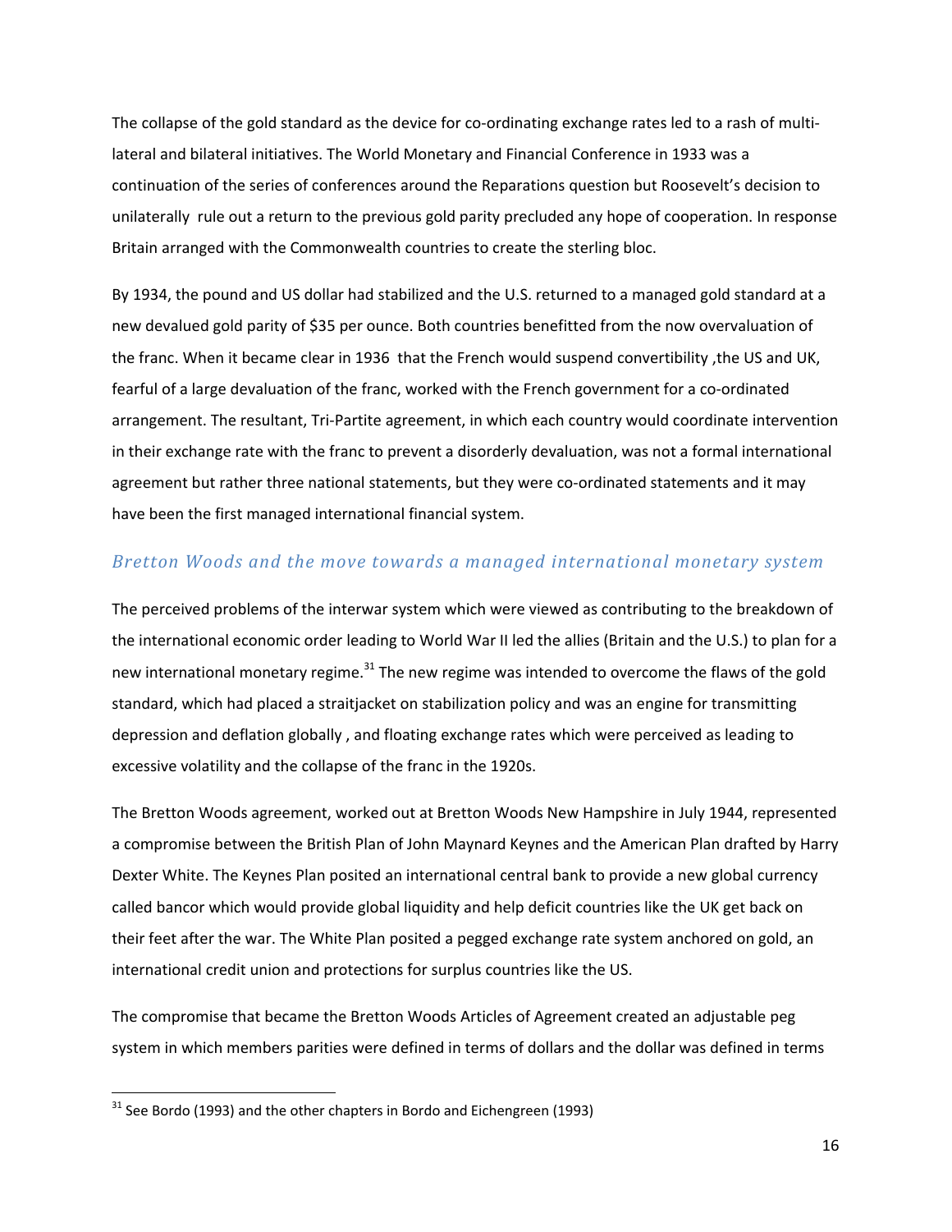The collapse of the gold standard as the device for co-ordinating exchange rates led to a rash of multi-lateral and bilateral initiatives. The World Monetary and Financial Conference in 1933 was a continuation of the series of conferences around the Reparations question but Roosevelt's decision to unilaterally rule out a return to the previous gold parity precluded any hope of cooperation. In response Britain arranged with the Commonwealth countries to create the sterling bloc.

By 1934, the pound and US dollar had stabilized and the U.S. returned to a managed gold standard at a new devalued gold parity of $35 per ounce. Both countries benefitted from the now overvaluation of the franc. When it became clear in 1936 that the French would suspend convertibility ,the US and UK, fearful of a large devaluation of the franc, worked with the French government for a co-ordinated arrangement. The resultant, Tri-Partite agreement, in which each country would coordinate intervention in their exchange rate with the franc to prevent a disorderly devaluation, was not a formal international agreement but rather three national statements, but they were co-ordinated statements and it may have been the first managed international financial system.

### *Bretton Woods and the move towards a managed international monetary system*

The perceived problems of the interwar system which were viewed as contributing to the breakdown of the international economic order leading to World War II led the allies (Britain and the U.S.) to plan for a new international monetary regime.[31] The new regime was intended to overcome the flaws of the gold standard, which had placed a straitjacket on stabilization policy and was an engine for transmitting depression and deflation globally , and floating exchange rates which were perceived as leading to excessive volatility and the collapse of the franc in the 1920s.

The Bretton Woods agreement, worked out at Bretton Woods New Hampshire in July 1944, represented a compromise between the British Plan of John Maynard Keynes and the American Plan drafted by Harry Dexter White. The Keynes Plan posited an international central bank to provide a new global currency called bancor which would provide global liquidity and help deficit countries like the UK get back on their feet after the war. The White Plan posited a pegged exchange rate system anchored on gold, an international credit union and protections for surplus countries like the US.

The compromise that became the Bretton Woods Articles of Agreement created an adjustable peg system in which members parities were defined in terms of dollars and the dollar was defined in terms

[31] See Bordo (1993) and the other chapters in Bordo and Eichengreen (1993)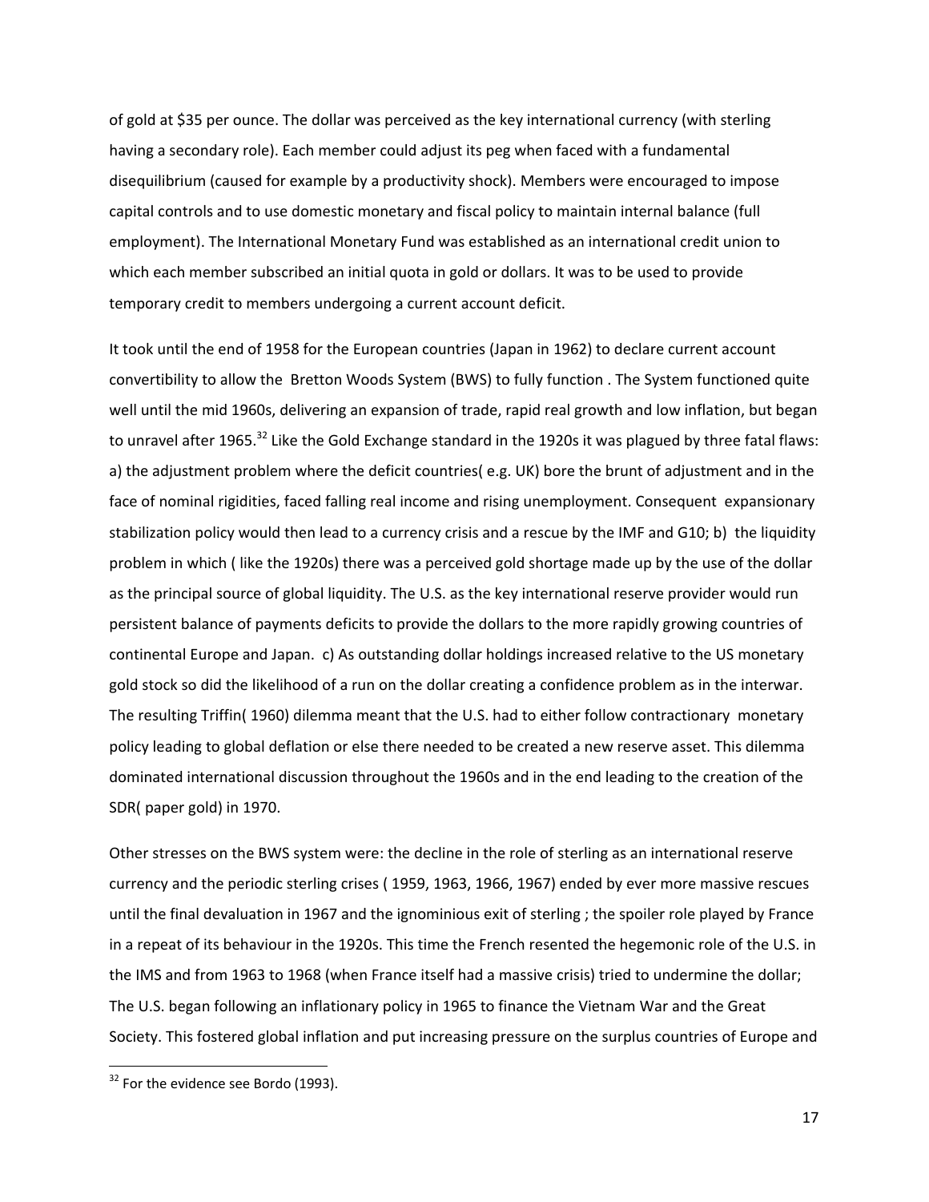of gold at $35 per ounce. The dollar was perceived as the key international currency (with sterling having a secondary role). Each member could adjust its peg when faced with a fundamental disequilibrium (caused for example by a productivity shock). Members were encouraged to impose capital controls and to use domestic monetary and fiscal policy to maintain internal balance (full employment). The International Monetary Fund was established as an international credit union to which each member subscribed an initial quota in gold or dollars. It was to be used to provide temporary credit to members undergoing a current account deficit.

It took until the end of 1958 for the European countries (Japan in 1962) to declare current account convertibility to allow the Bretton Woods System (BWS) to fully function . The System functioned quite well until the mid 1960s, delivering an expansion of trade, rapid real growth and low inflation, but began to unravel after 1965.[32] Like the Gold Exchange standard in the 1920s it was plagued by three fatal flaws: a) the adjustment problem where the deficit countries( e.g. UK) bore the brunt of adjustment and in the face of nominal rigidities, faced falling real income and rising unemployment. Consequent expansionary stabilization policy would then lead to a currency crisis and a rescue by the IMF and G10; b) the liquidity problem in which ( like the 1920s) there was a perceived gold shortage made up by the use of the dollar as the principal source of global liquidity. The U.S. as the key international reserve provider would run persistent balance of payments deficits to provide the dollars to the more rapidly growing countries of continental Europe and Japan. c) As outstanding dollar holdings increased relative to the US monetary gold stock so did the likelihood of a run on the dollar creating a confidence problem as in the interwar. The resulting Triffin( 1960) dilemma meant that the U.S. had to either follow contractionary monetary policy leading to global deflation or else there needed to be created a new reserve asset. This dilemma dominated international discussion throughout the 1960s and in the end leading to the creation of the SDR( paper gold) in 1970.

Other stresses on the BWS system were: the decline in the role of sterling as an international reserve currency and the periodic sterling crises ( 1959, 1963, 1966, 1967) ended by ever more massive rescues until the final devaluation in 1967 and the ignominious exit of sterling ; the spoiler role played by France in a repeat of its behaviour in the 1920s. This time the French resented the hegemonic role of the U.S. in the IMS and from 1963 to 1968 (when France itself had a massive crisis) tried to undermine the dollar; The U.S. began following an inflationary policy in 1965 to finance the Vietnam War and the Great Society. This fostered global inflation and put increasing pressure on the surplus countries of Europe and

[32] For the evidence see Bordo (1993).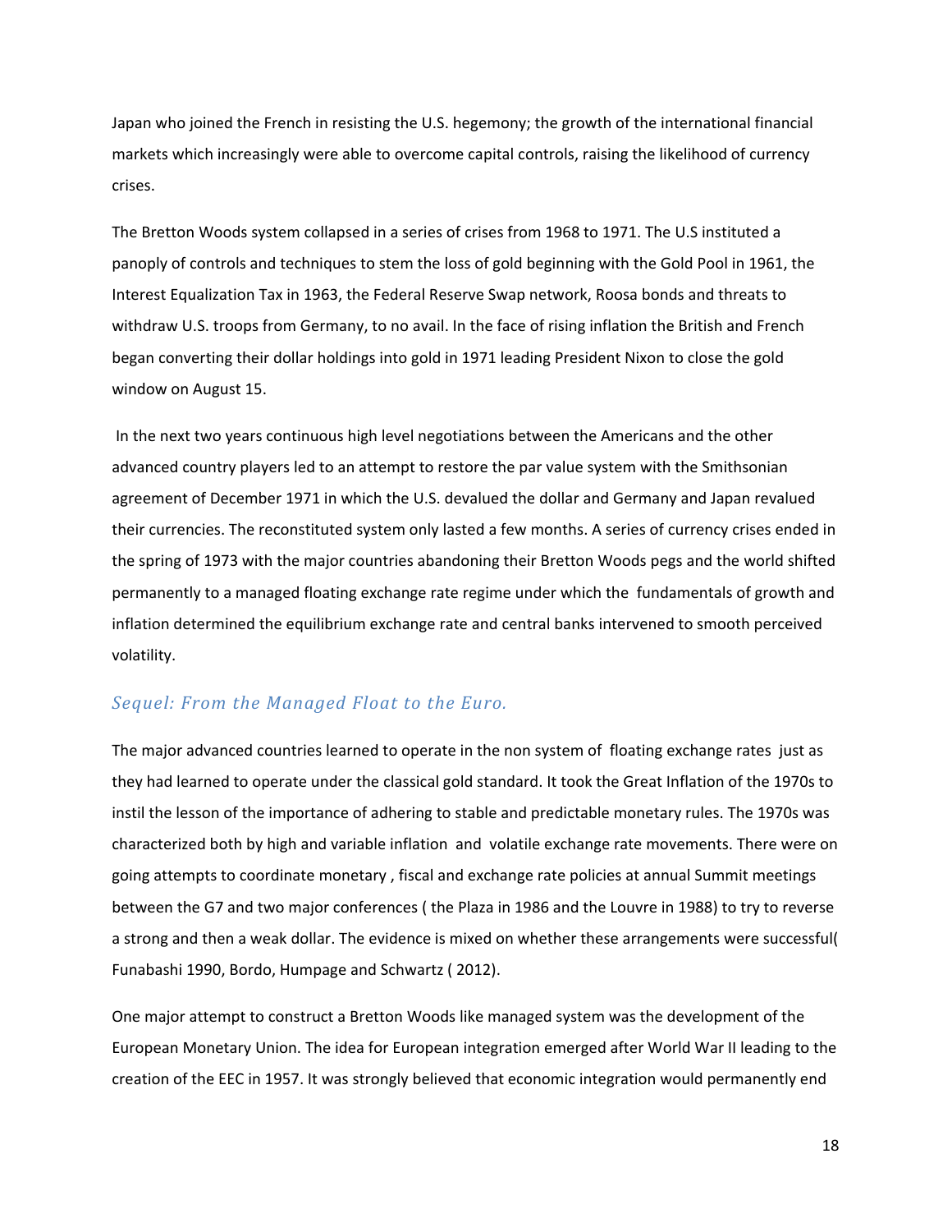Japan who joined the French in resisting the U.S. hegemony; the growth of the international financial markets which increasingly were able to overcome capital controls, raising the likelihood of currency crises.

The Bretton Woods system collapsed in a series of crises from 1968 to 1971. The U.S instituted a panoply of controls and techniques to stem the loss of gold beginning with the Gold Pool in 1961, the Interest Equalization Tax in 1963, the Federal Reserve Swap network, Roosa bonds and threats to withdraw U.S. troops from Germany, to no avail. In the face of rising inflation the British and French began converting their dollar holdings into gold in 1971 leading President Nixon to close the gold window on August 15.

In the next two years continuous high level negotiations between the Americans and the other advanced country players led to an attempt to restore the par value system with the Smithsonian agreement of December 1971 in which the U.S. devalued the dollar and Germany and Japan revalued their currencies. The reconstituted system only lasted a few months. A series of currency crises ended in the spring of 1973 with the major countries abandoning their Bretton Woods pegs and the world shifted permanently to a managed floating exchange rate regime under which the fundamentals of growth and inflation determined the equilibrium exchange rate and central banks intervened to smooth perceived volatility.

### *Sequel: From the Managed Float to the Euro.*

The major advanced countries learned to operate in the non system of floating exchange rates just as they had learned to operate under the classical gold standard. It took the Great Inflation of the 1970s to instil the lesson of the importance of adhering to stable and predictable monetary rules. The 1970s was characterized both by high and variable inflation and volatile exchange rate movements. There were on going attempts to coordinate monetary , fiscal and exchange rate policies at annual Summit meetings between the G7 and two major conferences ( the Plaza in 1986 and the Louvre in 1988) to try to reverse a strong and then a weak dollar. The evidence is mixed on whether these arrangements were successful( Funabashi 1990, Bordo, Humpage and Schwartz ( 2012).

One major attempt to construct a Bretton Woods like managed system was the development of the European Monetary Union. The idea for European integration emerged after World War II leading to the creation of the EEC in 1957. It was strongly believed that economic integration would permanently end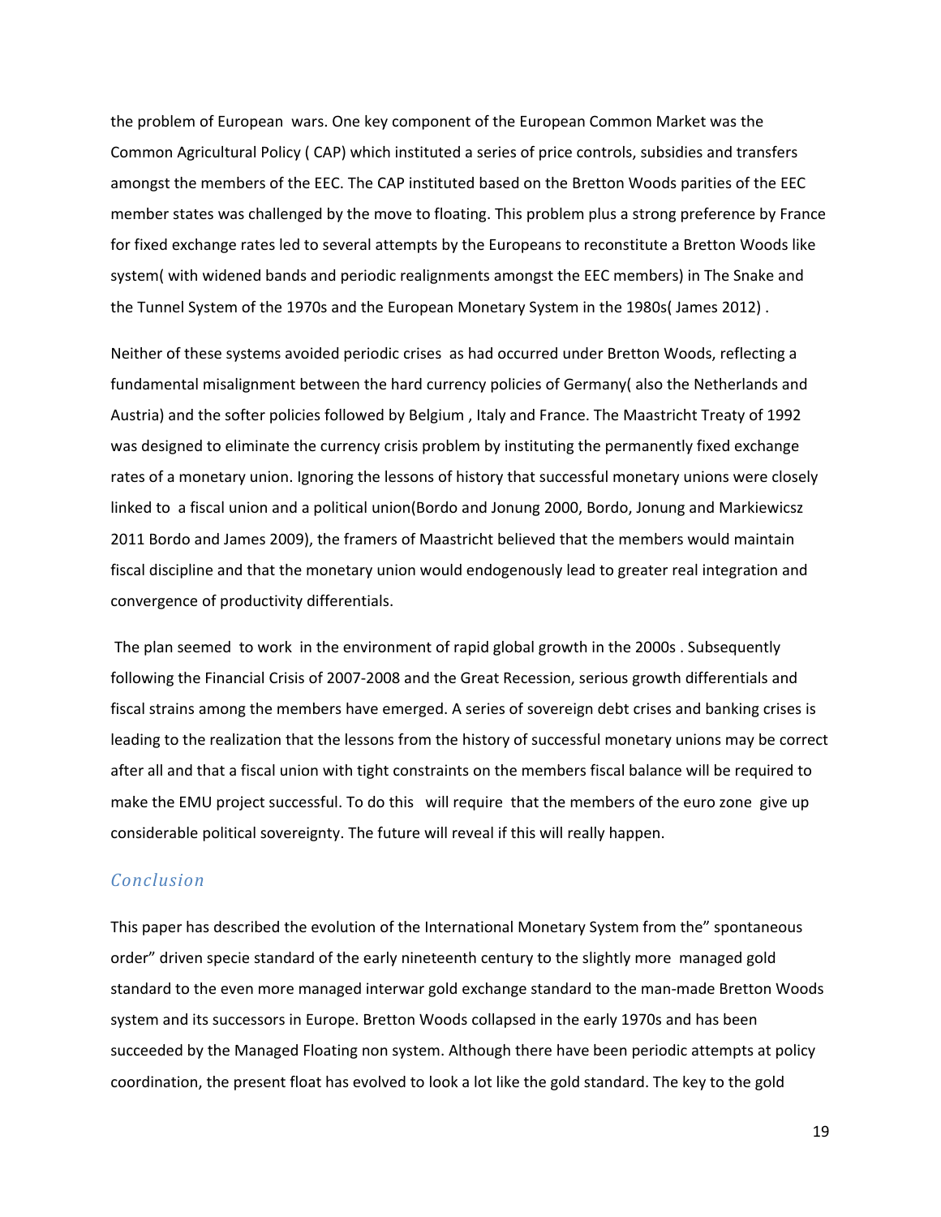the problem of European wars. One key component of the European Common Market was the Common Agricultural Policy ( CAP) which instituted a series of price controls, subsidies and transfers amongst the members of the EEC. The CAP instituted based on the Bretton Woods parities of the EEC member states was challenged by the move to floating. This problem plus a strong preference by France for fixed exchange rates led to several attempts by the Europeans to reconstitute a Bretton Woods like system( with widened bands and periodic realignments amongst the EEC members) in The Snake and the Tunnel System of the 1970s and the European Monetary System in the 1980s( James 2012) .

Neither of these systems avoided periodic crises as had occurred under Bretton Woods, reflecting a fundamental misalignment between the hard currency policies of Germany( also the Netherlands and Austria) and the softer policies followed by Belgium , Italy and France. The Maastricht Treaty of 1992 was designed to eliminate the currency crisis problem by instituting the permanently fixed exchange rates of a monetary union. Ignoring the lessons of history that successful monetary unions were closely linked to a fiscal union and a political union(Bordo and Jonung 2000, Bordo, Jonung and Markiewicsz 2011 Bordo and James 2009), the framers of Maastricht believed that the members would maintain fiscal discipline and that the monetary union would endogenously lead to greater real integration and convergence of productivity differentials.

The plan seemed to work in the environment of rapid global growth in the 2000s . Subsequently following the Financial Crisis of 2007-2008 and the Great Recession, serious growth differentials and fiscal strains among the members have emerged. A series of sovereign debt crises and banking crises is leading to the realization that the lessons from the history of successful monetary unions may be correct after all and that a fiscal union with tight constraints on the members fiscal balance will be required to make the EMU project successful. To do this will require that the members of the euro zone give up considerable political sovereignty. The future will reveal if this will really happen.

## Conclusion

This paper has described the evolution of the International Monetary System from the" spontaneous order" driven specie standard of the early nineteenth century to the slightly more managed gold standard to the even more managed interwar gold exchange standard to the man-made Bretton Woods system and its successors in Europe. Bretton Woods collapsed in the early 1970s and has been succeeded by the Managed Floating non system. Although there have been periodic attempts at policy coordination, the present float has evolved to look a lot like the gold standard. The key to the gold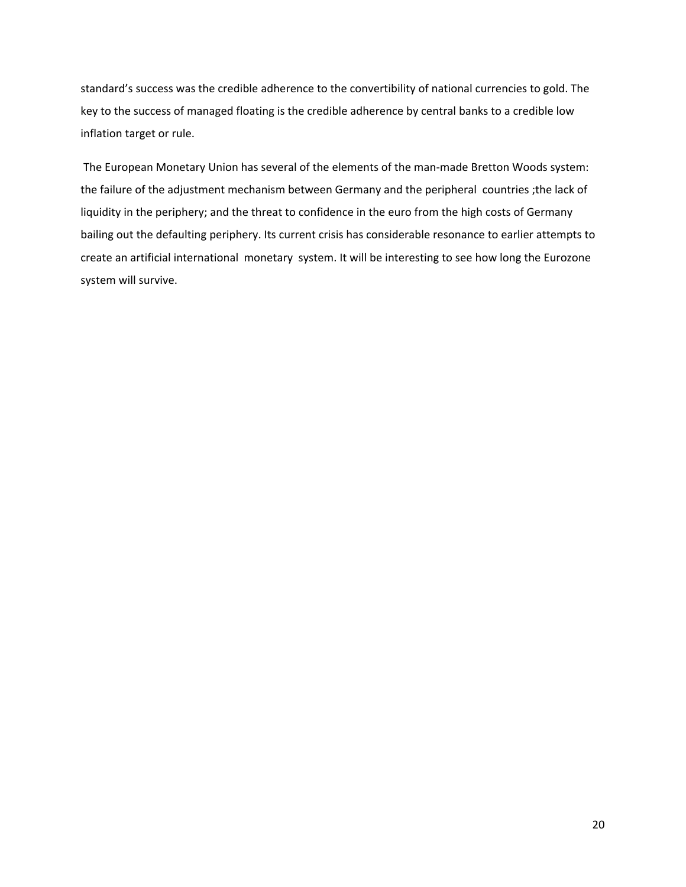standard's success was the credible adherence to the convertibility of national currencies to gold. The key to the success of managed floating is the credible adherence by central banks to a credible low inflation target or rule.

The European Monetary Union has several of the elements of the man-made Bretton Woods system: the failure of the adjustment mechanism between Germany and the peripheral countries ;the lack of liquidity in the periphery; and the threat to confidence in the euro from the high costs of Germany bailing out the defaulting periphery. Its current crisis has considerable resonance to earlier attempts to create an artificial international monetary system. It will be interesting to see how long the Eurozone system will survive.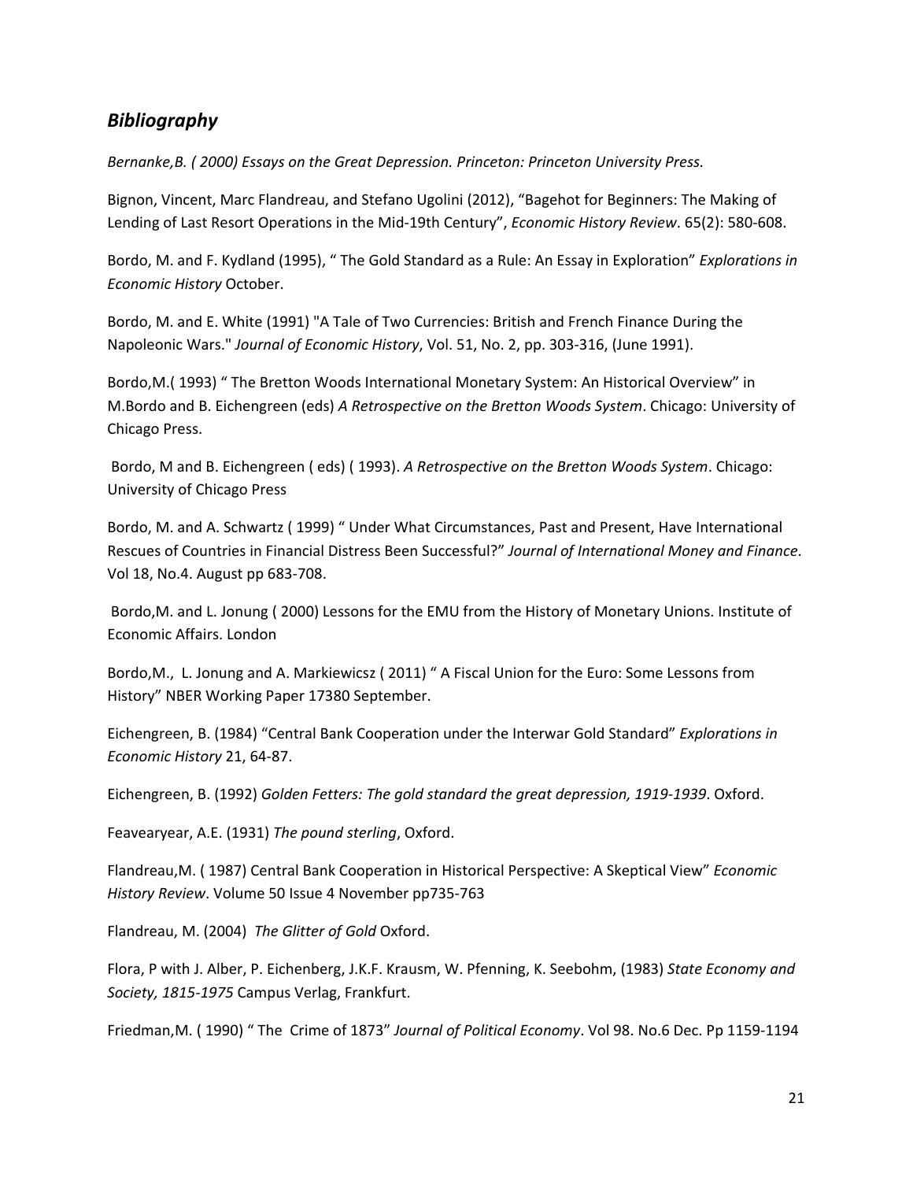## *Bibliography*

*Bernanke,B. ( 2000) Essays on the Great Depression. Princeton: Princeton University Press.*

Bignon, Vincent, Marc Flandreau, and Stefano Ugolini (2012), "Bagehot for Beginners: The Making of Lending of Last Resort Operations in the Mid-19th Century", *Economic History Review*. 65(2): 580-608.

Bordo, M. and F. Kydland (1995), " The Gold Standard as a Rule: An Essay in Exploration" *Explorations in Economic History* October.

Bordo, M. and E. White (1991) "A Tale of Two Currencies: British and French Finance During the Napoleonic Wars." *Journal of Economic History*, Vol. 51, No. 2, pp. 303-316, (June 1991).

Bordo,M.( 1993) " The Bretton Woods International Monetary System: An Historical Overview" in M.Bordo and B. Eichengreen (eds) *A Retrospective on the Bretton Woods System*. Chicago: University of Chicago Press.

Bordo, M and B. Eichengreen ( eds) ( 1993). *A Retrospective on the Bretton Woods System*. Chicago: University of Chicago Press

Bordo, M. and A. Schwartz ( 1999) " Under What Circumstances, Past and Present, Have International Rescues of Countries in Financial Distress Been Successful?" *Journal of International Money and Finance*. Vol 18, No.4. August pp 683-708.

Bordo,M. and L. Jonung ( 2000) Lessons for the EMU from the History of Monetary Unions. Institute of Economic Affairs. London

Bordo,M., L. Jonung and A. Markiewicsz ( 2011) " A Fiscal Union for the Euro: Some Lessons from History" NBER Working Paper 17380 September.

Eichengreen, B. (1984) "Central Bank Cooperation under the Interwar Gold Standard" *Explorations in Economic History* 21, 64-87.

Eichengreen, B. (1992) *Golden Fetters: The gold standard the great depression, 1919-1939*. Oxford.

Feavearyear, A.E. (1931) *The pound sterling*, Oxford.

Flandreau,M. ( 1987) Central Bank Cooperation in Historical Perspective: A Skeptical View" *Economic History Review*. Volume 50 Issue 4 November pp735-763

Flandreau, M. (2004) *The Glitter of Gold* Oxford.

Flora, P with J. Alber, P. Eichenberg, J.K.F. Krausm, W. Pfenning, K. Seebohm, (1983) *State Economy and Society, 1815-1975* Campus Verlag, Frankfurt.

Friedman,M. ( 1990) " The Crime of 1873" *Journal of Political Economy*. Vol 98. No.6 Dec. Pp 1159-1194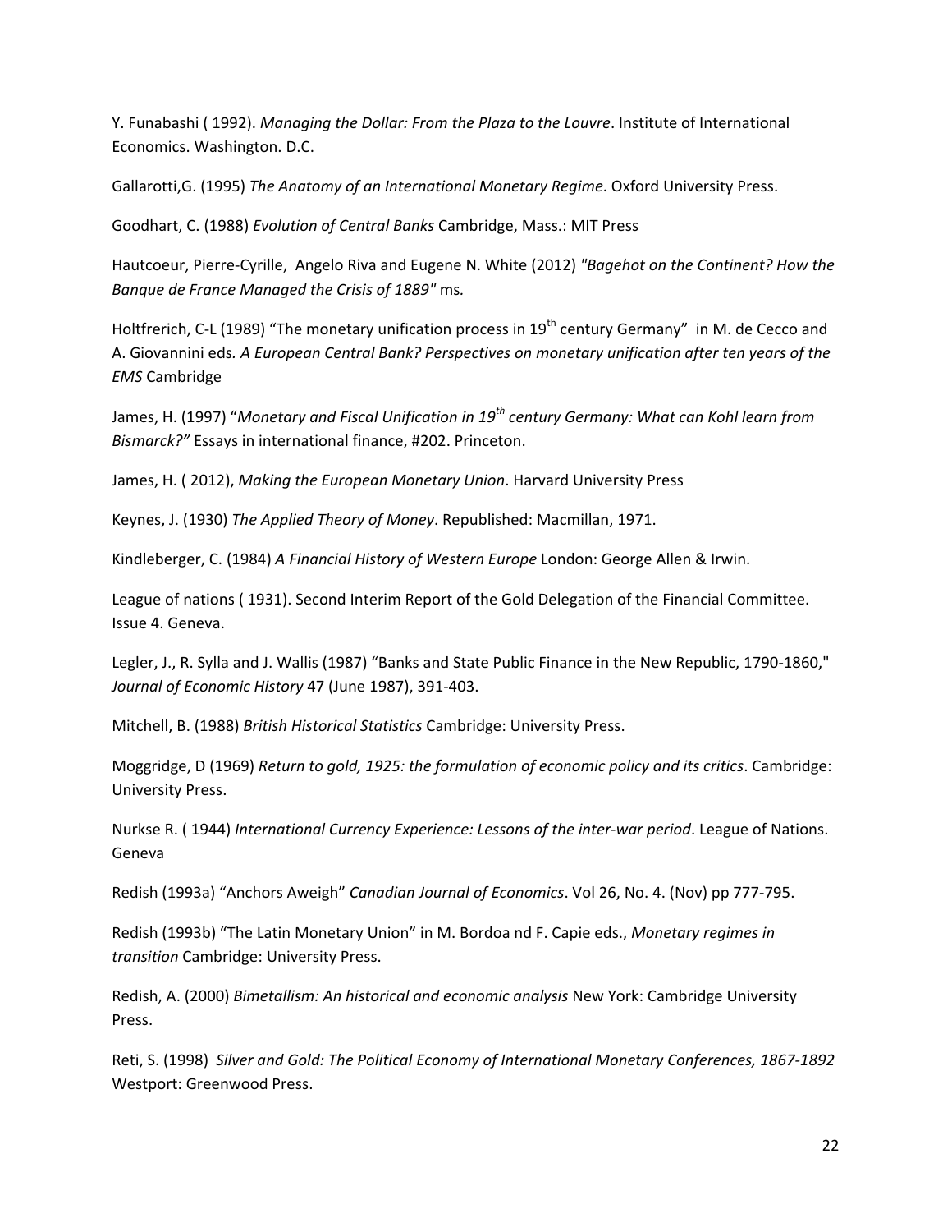Y. Funabashi ( 1992). *Managing the Dollar: From the Plaza to the Louvre*. Institute of International Economics. Washington. D.C.

Gallarotti,G. (1995) *The Anatomy of an International Monetary Regime*. Oxford University Press.

Goodhart, C. (1988) *Evolution of Central Banks* Cambridge, Mass.: MIT Press

Hautcoeur, Pierre-Cyrille, Angelo Riva and Eugene N. White (2012) *"Bagehot on the Continent? How the Banque de France Managed the Crisis of 1889"* ms*.*

Holtfrerich, C-L (1989) "The monetary unification process in 19th century Germany" in M. de Cecco and A. Giovannini eds*. A European Central Bank? Perspectives on monetary unification after ten years of the EMS* Cambridge

James, H. (1997) "*Monetary and Fiscal Unification in 19th century Germany: What can Kohl learn from Bismarck?"* Essays in international finance, #202. Princeton.

James, H. ( 2012), *Making the European Monetary Union*. Harvard University Press

Keynes, J. (1930) *The Applied Theory of Money*. Republished: Macmillan, 1971.

Kindleberger, C. (1984) *A Financial History of Western Europe* London: George Allen & Irwin.

League of nations ( 1931). Second Interim Report of the Gold Delegation of the Financial Committee. Issue 4. Geneva.

Legler, J., R. Sylla and J. Wallis (1987) "Banks and State Public Finance in the New Republic, 1790-1860," *Journal of Economic History* 47 (June 1987), 391-403.

Mitchell, B. (1988) *British Historical Statistics* Cambridge: University Press.

Moggridge, D (1969) *Return to gold, 1925: the formulation of economic policy and its critics*. Cambridge: University Press.

Nurkse R. ( 1944) *International Currency Experience: Lessons of the inter-war period*. League of Nations. Geneva

Redish (1993a) "Anchors Aweigh" *Canadian Journal of Economics*. Vol 26, No. 4. (Nov) pp 777-795.

Redish (1993b) "The Latin Monetary Union" in M. Bordoa nd F. Capie eds., *Monetary regimes in transition* Cambridge: University Press.

Redish, A. (2000) *Bimetallism: An historical and economic analysis* New York: Cambridge University Press.

Reti, S. (1998) *Silver and Gold: The Political Economy of International Monetary Conferences, 1867-1892* Westport: Greenwood Press.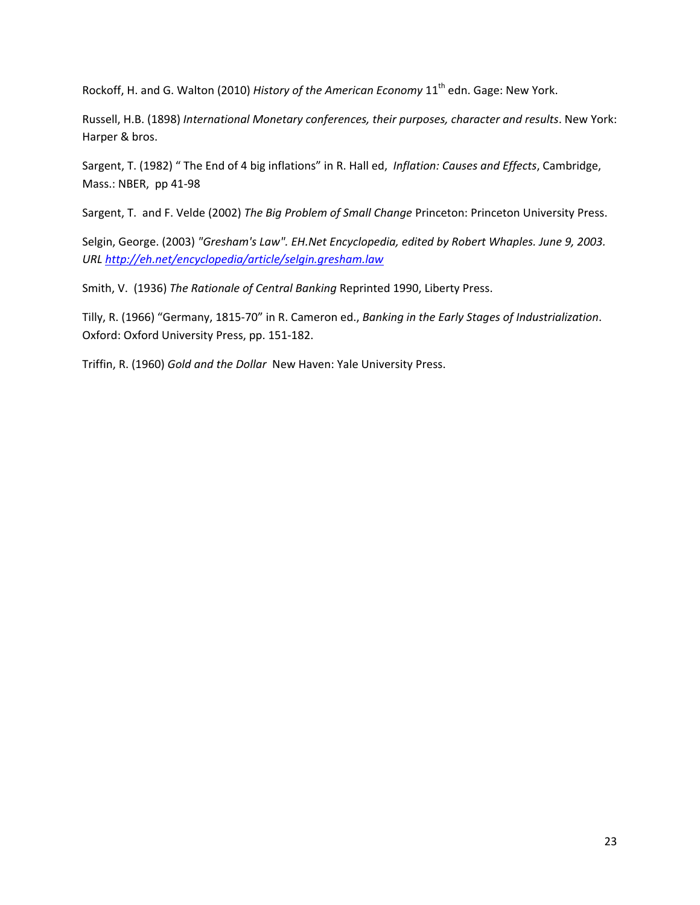Rockoff, H. and G. Walton (2010) *History of the American Economy* 11th edn. Gage: New York.

Russell, H.B. (1898) *International Monetary conferences, their purposes, character and results*. New York: Harper & bros.

Sargent, T. (1982) " The End of 4 big inflations" in R. Hall ed, *Inflation: Causes and Effects*, Cambridge, Mass.: NBER, pp 41-98

Sargent, T. and F. Velde (2002) *The Big Problem of Small Change* Princeton: Princeton University Press.

Selgin, George. (2003) *"Gresham's Law". EH.Net Encyclopedia, edited by Robert Whaples. June 9, 2003. URL [http://eh.net/encyclopedia/article/selgin.gresham.law](http://eh.net/encyclopedia/article/selgin.gresham.law)*

Smith, V. (1936) *The Rationale of Central Banking* Reprinted 1990, Liberty Press.

Tilly, R. (1966) "Germany, 1815-70" in R. Cameron ed., *Banking in the Early Stages of Industrialization*. Oxford: Oxford University Press, pp. 151-182.

Triffin, R. (1960) *Gold and the Dollar* New Haven: Yale University Press.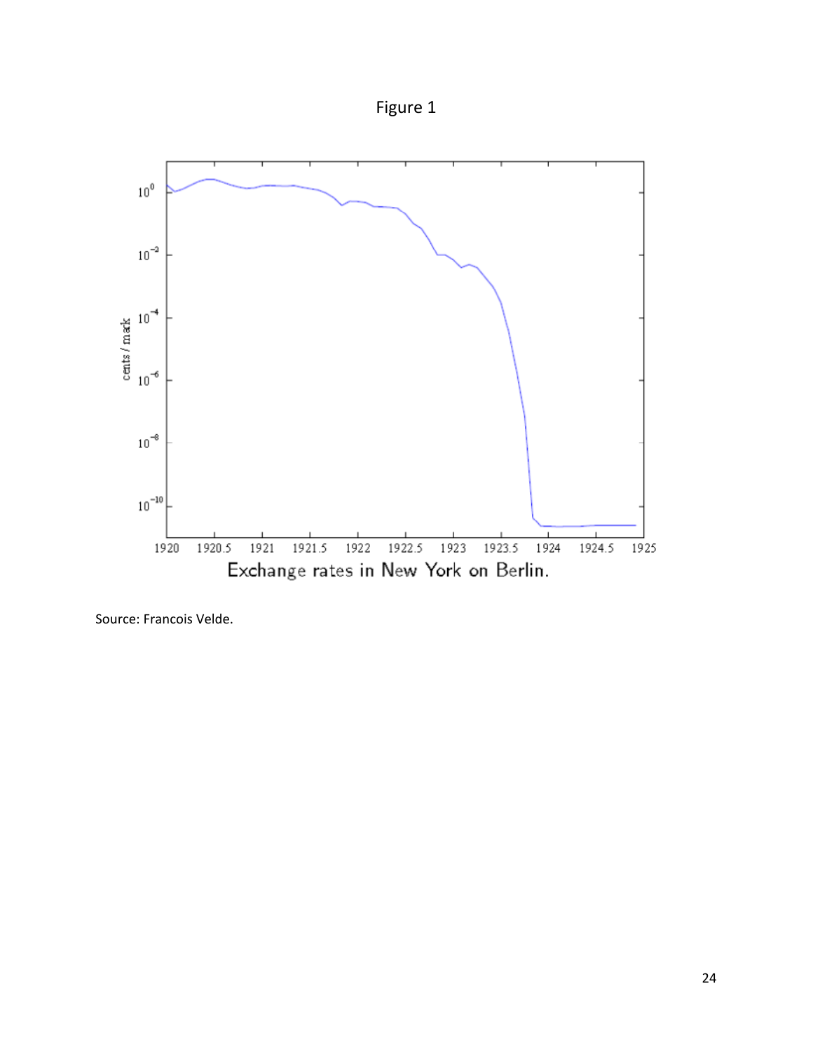Figure 1

Exchange rates in New York on Berlin.

Source: Francois Velde.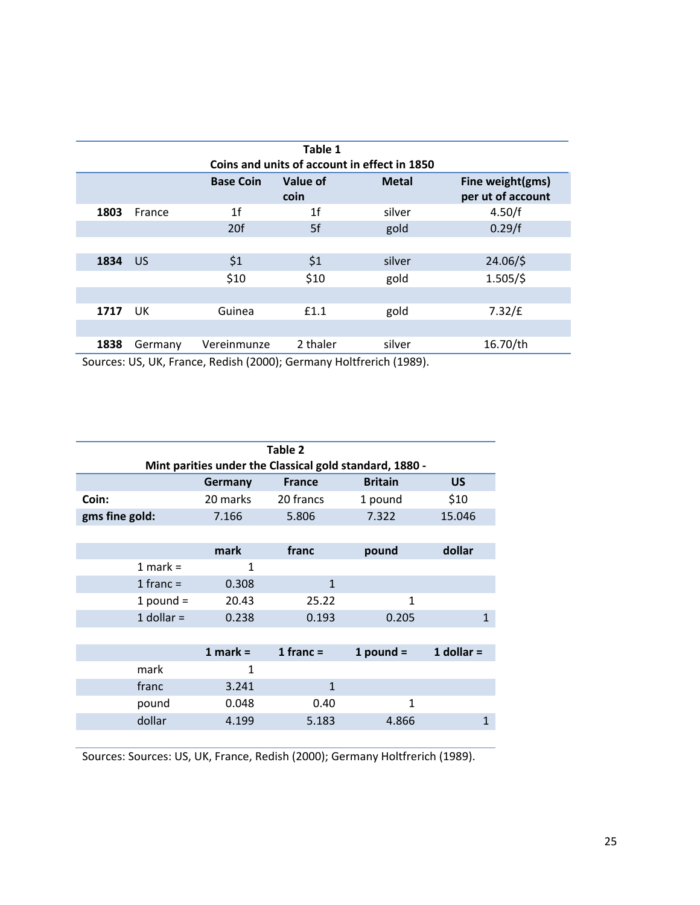**Table 1**
**Coins and units of account in effect in 1850**

| | | Base Coin | Value of coin | Metal | Fine weight(gms) per ut of account |
|---|---|---|---|---|---|
| **1803** | France | 1f | 1f | silver | 4.50/f |
| | | 20f | 5f | gold | 0.29/f |
| | | | | | |
| **1834** | US | $1 | $1 | silver | 24.06/$ |
| | | $10 | $10 | gold | 1.505/$ |
| | | | | | |
| **1717** | UK | Guinea | £1.1 | gold | 7.32/£ |
| | | | | | |
| **1838** | Germany | Vereinmunze | 2 thaler | silver | 16.70/th |

Sources: US, UK, France, Redish (2000); Germany Holtfrerich (1989).

**Table 2**
**Mint parities under the Classical gold standard, 1880 -**

| | Germany | France | Britain | US |
|---|---|---|---|---|
| **Coin:** | 20 marks | 20 francs | 1 pound | $10 |
| **gms fine gold:** | 7.166 | 5.806 | 7.322 | 15.046 |
| | | | | |
| | **mark** | **franc** | **pound** | **dollar** |
| 1 mark = | 1 | | | |
| 1 franc = | 0.308 | 1 | | |
| 1 pound = | 20.43 | 25.22 | 1 | |
| 1 dollar = | 0.238 | 0.193 | 0.205 | 1 |
| | | | | |
| | **1 mark =** | **1 franc =** | **1 pound =** | **1 dollar =** |
| mark | 1 | | | |
| franc | 3.241 | 1 | | |
| pound | 0.048 | 0.40 | 1 | |
| dollar | 4.199 | 5.183 | 4.866 | 1 |

Sources: Sources: US, UK, France, Redish (2000); Germany Holtfrerich (1989).